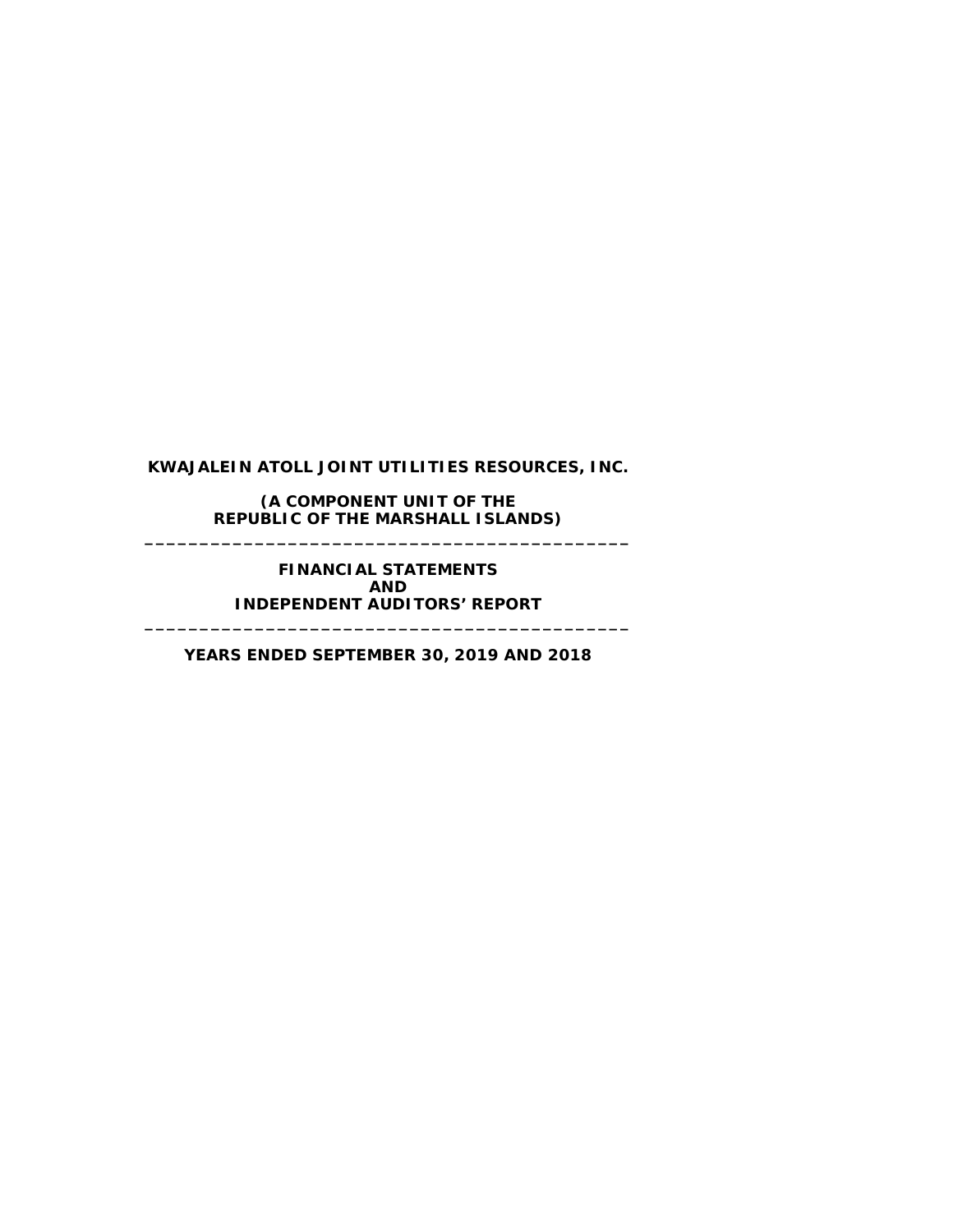# KWAJALEIN ATOLL JOINT UTILITIES RESOURCES, INC.

**(A COMPONENT UNIT OF THE REPUBLIC OF THE MARSHALL ISLANDS)**

---

**FINANCIAL STATEMENTS AND INDEPENDENT AUDITORS' REPORT**

---

**YEARS ENDED SEPTEMBER 30, 2019 AND 2018**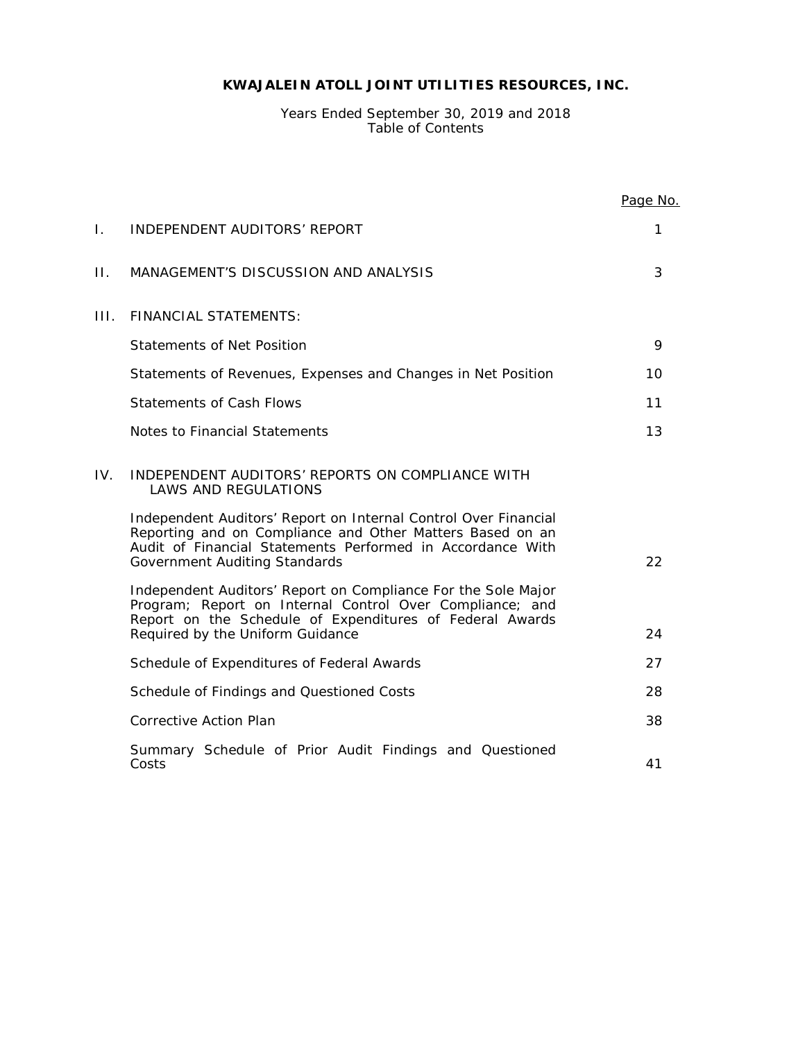# KWAJALEIN ATOLL JOINT UTILITIES RESOURCES, INC.

Years Ended September 30, 2019 and 2018
Table of Contents

| | | Page No. |
|---|---|---|
| I. | INDEPENDENT AUDITORS' REPORT | 1 |
| II. | MANAGEMENT'S DISCUSSION AND ANALYSIS | 3 |
| III. | FINANCIAL STATEMENTS: | |
| | Statements of Net Position | 9 |
| | Statements of Revenues, Expenses and Changes in Net Position | 10 |
| | Statements of Cash Flows | 11 |
| | Notes to Financial Statements | 13 |
| IV. | INDEPENDENT AUDITORS' REPORTS ON COMPLIANCE WITH LAWS AND REGULATIONS | |
| | Independent Auditors' Report on Internal Control Over Financial Reporting and on Compliance and Other Matters Based on an Audit of Financial Statements Performed in Accordance With Government Auditing Standards | 22 |
| | Independent Auditors' Report on Compliance For the Sole Major Program; Report on Internal Control Over Compliance; and Report on the Schedule of Expenditures of Federal Awards Required by the Uniform Guidance | 24 |
| | Schedule of Expenditures of Federal Awards | 27 |
| | Schedule of Findings and Questioned Costs | 28 |
| | Corrective Action Plan | 38 |
| | Summary Schedule of Prior Audit Findings and Questioned Costs | 41 |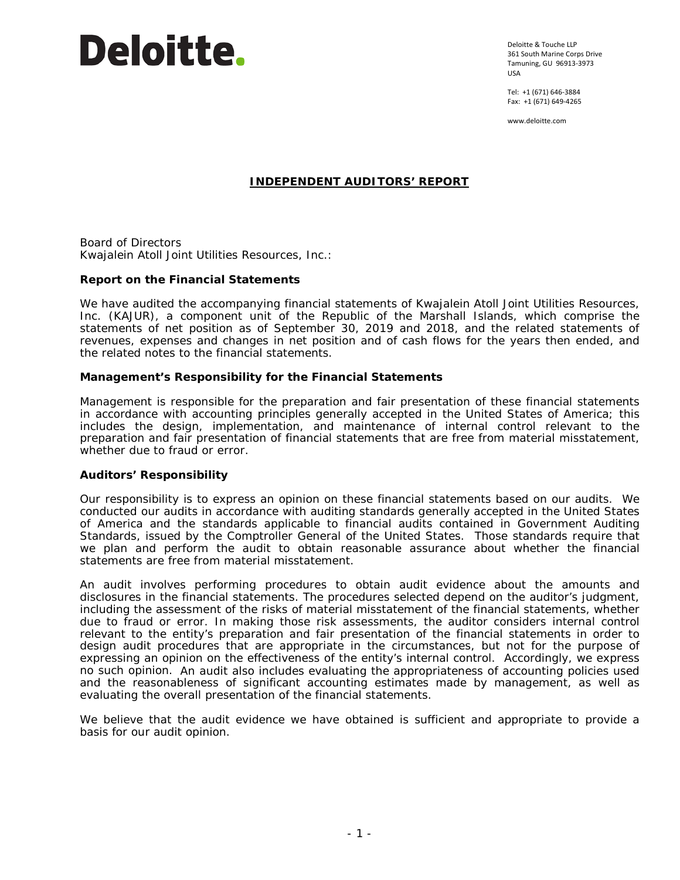Deloitte.

Deloitte & Touche LLP
361 South Marine Corps Drive
Tamuning, GU 96913-3973
USA

Tel: +1 (671) 646-3884
Fax: +1 (671) 649-4265

www.deloitte.com

# INDEPENDENT AUDITORS' REPORT

Board of Directors
Kwajalein Atoll Joint Utilities Resources, Inc.:

### Report on the Financial Statements

We have audited the accompanying financial statements of Kwajalein Atoll Joint Utilities Resources, Inc. (KAJUR), a component unit of the Republic of the Marshall Islands, which comprise the statements of net position as of September 30, 2019 and 2018, and the related statements of revenues, expenses and changes in net position and of cash flows for the years then ended, and the related notes to the financial statements.

### Management's Responsibility for the Financial Statements

Management is responsible for the preparation and fair presentation of these financial statements in accordance with accounting principles generally accepted in the United States of America; this includes the design, implementation, and maintenance of internal control relevant to the preparation and fair presentation of financial statements that are free from material misstatement, whether due to fraud or error.

### Auditors' Responsibility

Our responsibility is to express an opinion on these financial statements based on our audits. We conducted our audits in accordance with auditing standards generally accepted in the United States of America and the standards applicable to financial audits contained in Government Auditing Standards, issued by the Comptroller General of the United States. Those standards require that we plan and perform the audit to obtain reasonable assurance about whether the financial statements are free from material misstatement.

An audit involves performing procedures to obtain audit evidence about the amounts and disclosures in the financial statements. The procedures selected depend on the auditor's judgment, including the assessment of the risks of material misstatement of the financial statements, whether due to fraud or error. In making those risk assessments, the auditor considers internal control relevant to the entity's preparation and fair presentation of the financial statements in order to design audit procedures that are appropriate in the circumstances, but not for the purpose of expressing an opinion on the effectiveness of the entity's internal control. Accordingly, we express no such opinion. An audit also includes evaluating the appropriateness of accounting policies used and the reasonableness of significant accounting estimates made by management, as well as evaluating the overall presentation of the financial statements.

We believe that the audit evidence we have obtained is sufficient and appropriate to provide a basis for our audit opinion.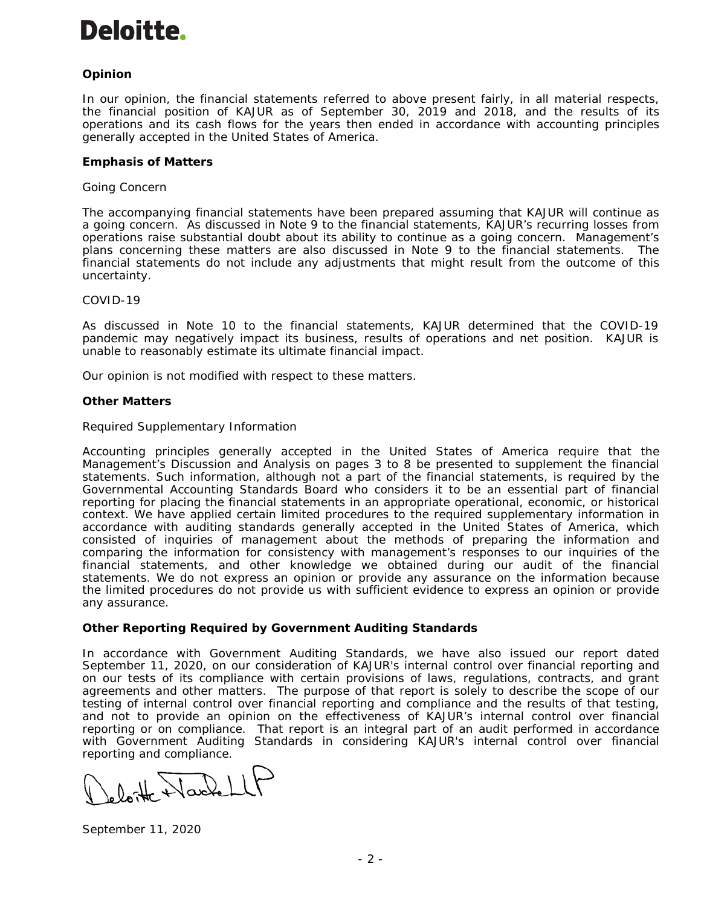Deloitte.

## Opinion

In our opinion, the financial statements referred to above present fairly, in all material respects, the financial position of KAJUR as of September 30, 2019 and 2018, and the results of its operations and its cash flows for the years then ended in accordance with accounting principles generally accepted in the United States of America.

## Emphasis of Matters

Going Concern

The accompanying financial statements have been prepared assuming that KAJUR will continue as a going concern. As discussed in Note 9 to the financial statements, KAJUR's recurring losses from operations raise substantial doubt about its ability to continue as a going concern. Management's plans concerning these matters are also discussed in Note 9 to the financial statements. The financial statements do not include any adjustments that might result from the outcome of this uncertainty.

COVID-19

As discussed in Note 10 to the financial statements, KAJUR determined that the COVID-19 pandemic may negatively impact its business, results of operations and net position. KAJUR is unable to reasonably estimate its ultimate financial impact.

Our opinion is not modified with respect to these matters.

## Other Matters

Required Supplementary Information

Accounting principles generally accepted in the United States of America require that the Management's Discussion and Analysis on pages 3 to 8 be presented to supplement the financial statements. Such information, although not a part of the financial statements, is required by the Governmental Accounting Standards Board who considers it to be an essential part of financial reporting for placing the financial statements in an appropriate operational, economic, or historical context. We have applied certain limited procedures to the required supplementary information in accordance with auditing standards generally accepted in the United States of America, which consisted of inquiries of management about the methods of preparing the information and comparing the information for consistency with management's responses to our inquiries of the financial statements, and other knowledge we obtained during our audit of the financial statements. We do not express an opinion or provide any assurance on the information because the limited procedures do not provide us with sufficient evidence to express an opinion or provide any assurance.

## Other Reporting Required by Government Auditing Standards

In accordance with Government Auditing Standards, we have also issued our report dated September 11, 2020, on our consideration of KAJUR's internal control over financial reporting and on our tests of its compliance with certain provisions of laws, regulations, contracts, and grant agreements and other matters. The purpose of that report is solely to describe the scope of our testing of internal control over financial reporting and compliance and the results of that testing, and not to provide an opinion on the effectiveness of KAJUR's internal control over financial reporting or on compliance. That report is an integral part of an audit performed in accordance with Government Auditing Standards in considering KAJUR's internal control over financial reporting and compliance.

Deloitte & Touche LLP

September 11, 2020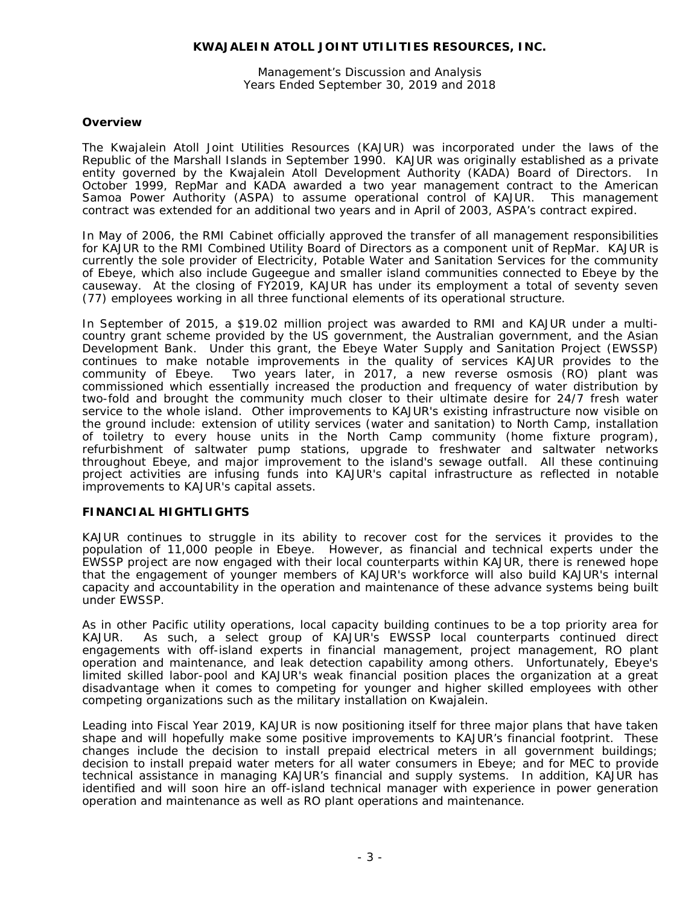**KWAJALEIN ATOLL JOINT UTILITIES RESOURCES, INC.**

Management's Discussion and Analysis
Years Ended September 30, 2019 and 2018

## Overview

The Kwajalein Atoll Joint Utilities Resources (KAJUR) was incorporated under the laws of the Republic of the Marshall Islands in September 1990. KAJUR was originally established as a private entity governed by the Kwajalein Atoll Development Authority (KADA) Board of Directors. In October 1999, RepMar and KADA awarded a two year management contract to the American Samoa Power Authority (ASPA) to assume operational control of KAJUR. This management contract was extended for an additional two years and in April of 2003, ASPA's contract expired.

In May of 2006, the RMI Cabinet officially approved the transfer of all management responsibilities for KAJUR to the RMI Combined Utility Board of Directors as a component unit of RepMar. KAJUR is currently the sole provider of Electricity, Potable Water and Sanitation Services for the community of Ebeye, which also include Gugeegue and smaller island communities connected to Ebeye by the causeway. At the closing of FY2019, KAJUR has under its employment a total of seventy seven (77) employees working in all three functional elements of its operational structure.

In September of 2015, a $19.02 million project was awarded to RMI and KAJUR under a multi-country grant scheme provided by the US government, the Australian government, and the Asian Development Bank. Under this grant, the Ebeye Water Supply and Sanitation Project (EWSSP) continues to make notable improvements in the quality of services KAJUR provides to the community of Ebeye. Two years later, in 2017, a new reverse osmosis (RO) plant was commissioned which essentially increased the production and frequency of water distribution by two-fold and brought the community much closer to their ultimate desire for 24/7 fresh water service to the whole island. Other improvements to KAJUR's existing infrastructure now visible on the ground include: extension of utility services (water and sanitation) to North Camp, installation of toiletry to every house units in the North Camp community (home fixture program), refurbishment of saltwater pump stations, upgrade to freshwater and saltwater networks throughout Ebeye, and major improvement to the island's sewage outfall. All these continuing project activities are infusing funds into KAJUR's capital infrastructure as reflected in notable improvements to KAJUR's capital assets.

## FINANCIAL HIGHTLIGHTS

KAJUR continues to struggle in its ability to recover cost for the services it provides to the population of 11,000 people in Ebeye. However, as financial and technical experts under the EWSSP project are now engaged with their local counterparts within KAJUR, there is renewed hope that the engagement of younger members of KAJUR's workforce will also build KAJUR's internal capacity and accountability in the operation and maintenance of these advance systems being built under EWSSP.

As in other Pacific utility operations, local capacity building continues to be a top priority area for KAJUR. As such, a select group of KAJUR's EWSSP local counterparts continued direct engagements with off-island experts in financial management, project management, RO plant operation and maintenance, and leak detection capability among others. Unfortunately, Ebeye's limited skilled labor-pool and KAJUR's weak financial position places the organization at a great disadvantage when it comes to competing for younger and higher skilled employees with other competing organizations such as the military installation on Kwajalein.

Leading into Fiscal Year 2019, KAJUR is now positioning itself for three major plans that have taken shape and will hopefully make some positive improvements to KAJUR's financial footprint. These changes include the decision to install prepaid electrical meters in all government buildings; decision to install prepaid water meters for all water consumers in Ebeye; and for MEC to provide technical assistance in managing KAJUR's financial and supply systems. In addition, KAJUR has identified and will soon hire an off-island technical manager with experience in power generation operation and maintenance as well as RO plant operations and maintenance.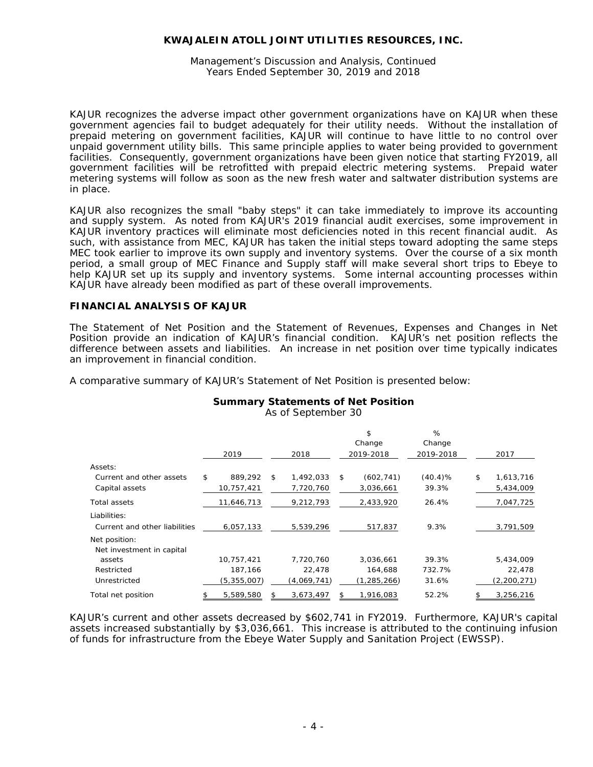KAJUR recognizes the adverse impact other government organizations have on KAJUR when these government agencies fail to budget adequately for their utility needs. Without the installation of prepaid metering on government facilities, KAJUR will continue to have little to no control over unpaid government utility bills. This same principle applies to water being provided to government facilities. Consequently, government organizations have been given notice that starting FY2019, all government facilities will be retrofitted with prepaid electric metering systems. Prepaid water metering systems will follow as soon as the new fresh water and saltwater distribution systems are in place.

KAJUR also recognizes the small "baby steps" it can take immediately to improve its accounting and supply system. As noted from KAJUR's 2019 financial audit exercises, some improvement in KAJUR inventory practices will eliminate most deficiencies noted in this recent financial audit. As such, with assistance from MEC, KAJUR has taken the initial steps toward adopting the same steps MEC took earlier to improve its own supply and inventory systems. Over the course of a six month period, a small group of MEC Finance and Supply staff will make several short trips to Ebeye to help KAJUR set up its supply and inventory systems. Some internal accounting processes within KAJUR have already been modified as part of these overall improvements.

## FINANCIAL ANALYSIS OF KAJUR

The Statement of Net Position and the Statement of Revenues, Expenses and Changes in Net Position provide an indication of KAJUR's financial condition. KAJUR's net position reflects the difference between assets and liabilities. An increase in net position over time typically indicates an improvement in financial condition.

A comparative summary of KAJUR's Statement of Net Position is presented below:

**Summary Statements of Net Position**
As of September 30

| | 2019 | 2018 | $ Change 2019-2018 | % Change 2019-2018 | 2017 |
|---|---|---|---|---|---|
| Assets: | | | | | |
| Current and other assets | $ 889,292 | $ 1,492,033 | $ (602,741) | (40.4)% | $ 1,613,716 |
| Capital assets | 10,757,421 | 7,720,760 | 3,036,661 | 39.3% | 5,434,009 |
| Total assets | 11,646,713 | 9,212,793 | 2,433,920 | 26.4% | 7,047,725 |
| Liabilities: | | | | | |
| Current and other liabilities | 6,057,133 | 5,539,296 | 517,837 | 9.3% | 3,791,509 |
| Net position: | | | | | |
| Net investment in capital assets | 10,757,421 | 7,720,760 | 3,036,661 | 39.3% | 5,434,009 |
| Restricted | 187,166 | 22,478 | 164,688 | 732.7% | 22,478 |
| Unrestricted | (5,355,007) | (4,069,741) | (1,285,266) | 31.6% | (2,200,271) |
| Total net position | $ 5,589,580 | $ 3,673,497 | $ 1,916,083 | 52.2% | $ 3,256,216 |

KAJUR's current and other assets decreased by $602,741 in FY2019. Furthermore, KAJUR's capital assets increased substantially by $3,036,661. This increase is attributed to the continuing infusion of funds for infrastructure from the Ebeye Water Supply and Sanitation Project (EWSSP).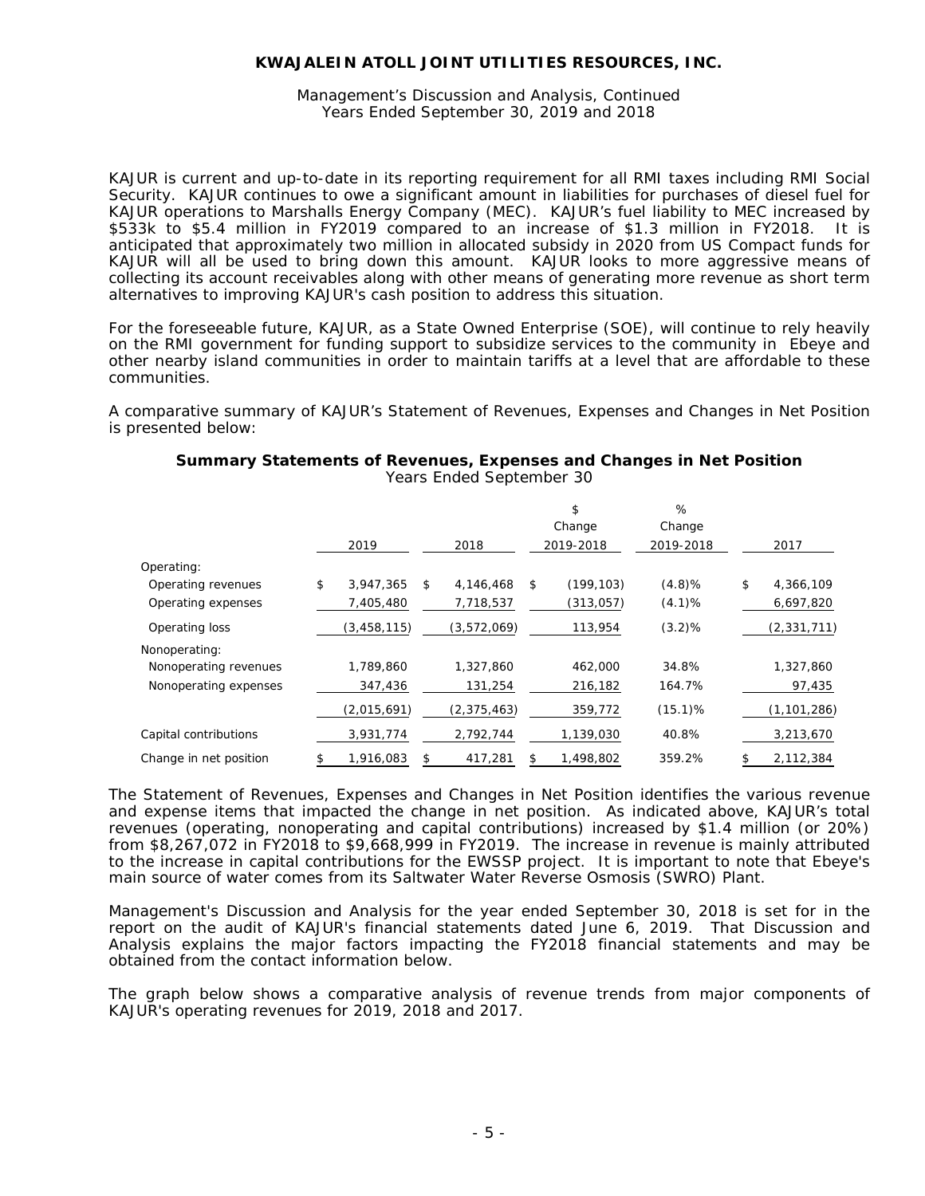**KWAJALEIN ATOLL JOINT UTILITIES RESOURCES, INC.**

Management's Discussion and Analysis, Continued
Years Ended September 30, 2019 and 2018

KAJUR is current and up-to-date in its reporting requirement for all RMI taxes including RMI Social Security. KAJUR continues to owe a significant amount in liabilities for purchases of diesel fuel for KAJUR operations to Marshalls Energy Company (MEC). KAJUR's fuel liability to MEC increased by $533k to $5.4 million in FY2019 compared to an increase of $1.3 million in FY2018. It is anticipated that approximately two million in allocated subsidy in 2020 from US Compact funds for KAJUR will all be used to bring down this amount. KAJUR looks to more aggressive means of collecting its account receivables along with other means of generating more revenue as short term alternatives to improving KAJUR's cash position to address this situation.

For the foreseeable future, KAJUR, as a State Owned Enterprise (SOE), will continue to rely heavily on the RMI government for funding support to subsidize services to the community in Ebeye and other nearby island communities in order to maintain tariffs at a level that are affordable to these communities.

A comparative summary of KAJUR's Statement of Revenues, Expenses and Changes in Net Position is presented below:

**Summary Statements of Revenues, Expenses and Changes in Net Position**
Years Ended September 30

| | 2019 | 2018 | $ Change 2019-2018 | % Change 2019-2018 | 2017 |
|---|---|---|---|---|---|
| Operating: | | | | | |
| Operating revenues | $ 3,947,365 | $ 4,146,468 | $ (199,103) | (4.8)% | $ 4,366,109 |
| Operating expenses | 7,405,480 | 7,718,537 | (313,057) | (4.1)% | 6,697,820 |
| Operating loss | (3,458,115) | (3,572,069) | 113,954 | (3.2)% | (2,331,711) |
| Nonoperating: | | | | | |
| Nonoperating revenues | 1,789,860 | 1,327,860 | 462,000 | 34.8% | 1,327,860 |
| Nonoperating expenses | 347,436 | 131,254 | 216,182 | 164.7% | 97,435 |
| | (2,015,691) | (2,375,463) | 359,772 | (15.1)% | (1,101,286) |
| Capital contributions | 3,931,774 | 2,792,744 | 1,139,030 | 40.8% | 3,213,670 |
| Change in net position | $ 1,916,083 | $ 417,281 | $ 1,498,802 | 359.2% | $ 2,112,384 |

The Statement of Revenues, Expenses and Changes in Net Position identifies the various revenue and expense items that impacted the change in net position. As indicated above, KAJUR's total revenues (operating, nonoperating and capital contributions) increased by $1.4 million (or 20%) from $8,267,072 in FY2018 to $9,668,999 in FY2019. The increase in revenue is mainly attributed to the increase in capital contributions for the EWSSP project. It is important to note that Ebeye's main source of water comes from its Saltwater Water Reverse Osmosis (SWRO) Plant.

Management's Discussion and Analysis for the year ended September 30, 2018 is set for in the report on the audit of KAJUR's financial statements dated June 6, 2019. That Discussion and Analysis explains the major factors impacting the FY2018 financial statements and may be obtained from the contact information below.

The graph below shows a comparative analysis of revenue trends from major components of KAJUR's operating revenues for 2019, 2018 and 2017.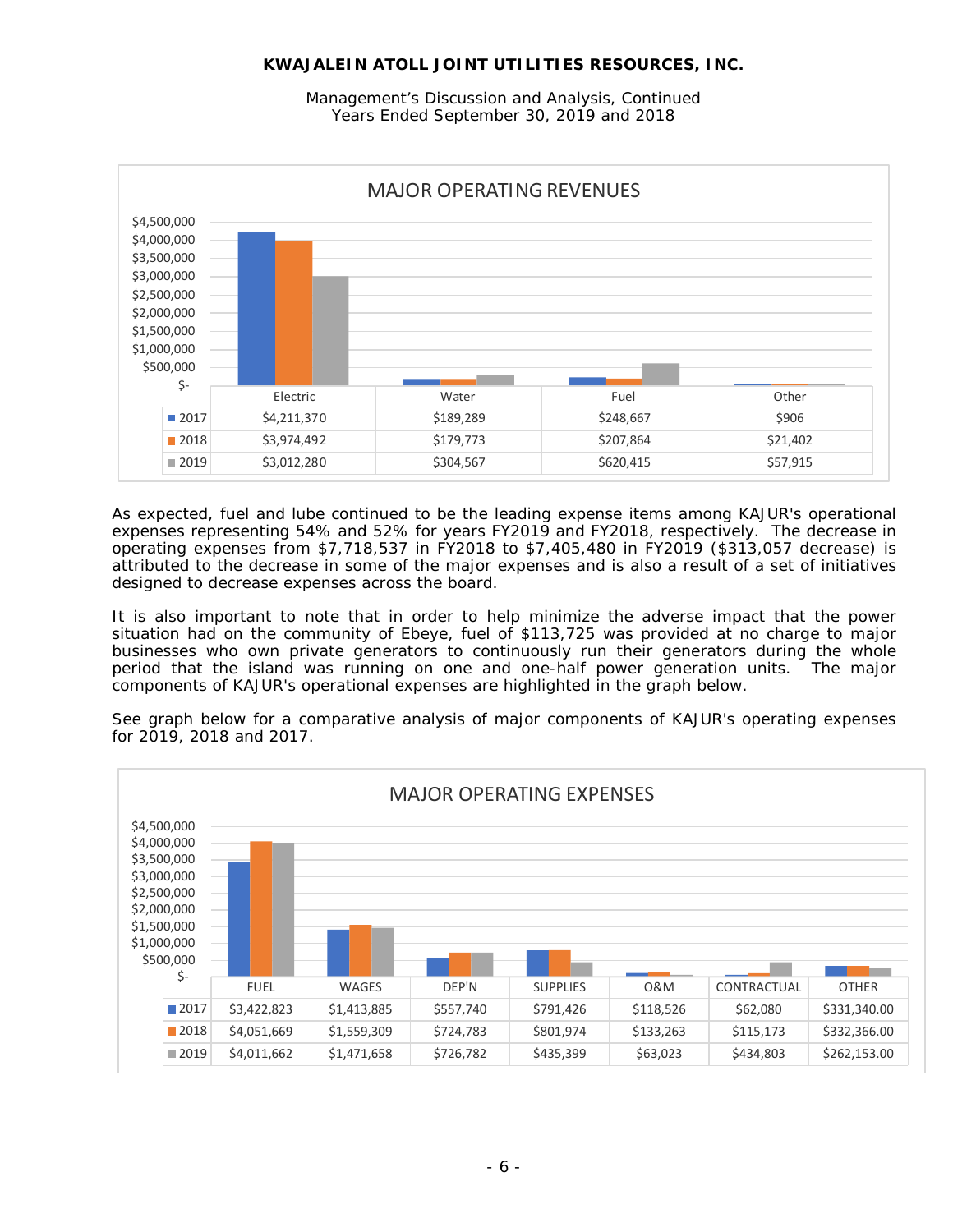**KWAJALEIN ATOLL JOINT UTILITIES RESOURCES, INC.**

Management's Discussion and Analysis, Continued
Years Ended September 30, 2019 and 2018

**MAJOR OPERATING REVENUES**

| | Electric | Water | Fuel | Other |
|---|---|---|---|---|
| 2017 | $4,211,370 | $189,289 | $248,667 | $906 |
| 2018 | $3,974,492 | $179,773 | $207,864 | $21,402 |
| 2019 | $3,012,280 | $304,567 | $620,415 | $57,915 |

As expected, fuel and lube continued to be the leading expense items among KAJUR's operational expenses representing 54% and 52% for years FY2019 and FY2018, respectively. The decrease in operating expenses from $7,718,537 in FY2018 to $7,405,480 in FY2019 ($313,057 decrease) is attributed to the decrease in some of the major expenses and is also a result of a set of initiatives designed to decrease expenses across the board.

It is also important to note that in order to help minimize the adverse impact that the power situation had on the community of Ebeye, fuel of $113,725 was provided at no charge to major businesses who own private generators to continuously run their generators during the whole period that the island was running on one and one-half power generation units. The major components of KAJUR's operational expenses are highlighted in the graph below.

See graph below for a comparative analysis of major components of KAJUR's operating expenses for 2019, 2018 and 2017.

**MAJOR OPERATING EXPENSES**

| | FUEL | WAGES | DEP'N | SUPPLIES | O&M | CONTRACTUAL | OTHER |
|---|---|---|---|---|---|---|---|
| 2017 | $3,422,823 | $1,413,885 | $557,740 | $791,426 | $118,526 | $62,080 | $331,340.00 |
| 2018 | $4,051,669 | $1,559,309 | $724,783 | $801,974 | $133,263 | $115,173 | $332,366.00 |
| 2019 | $4,011,662 | $1,471,658 | $726,782 | $435,399 | $63,023 | $434,803 | $262,153.00 |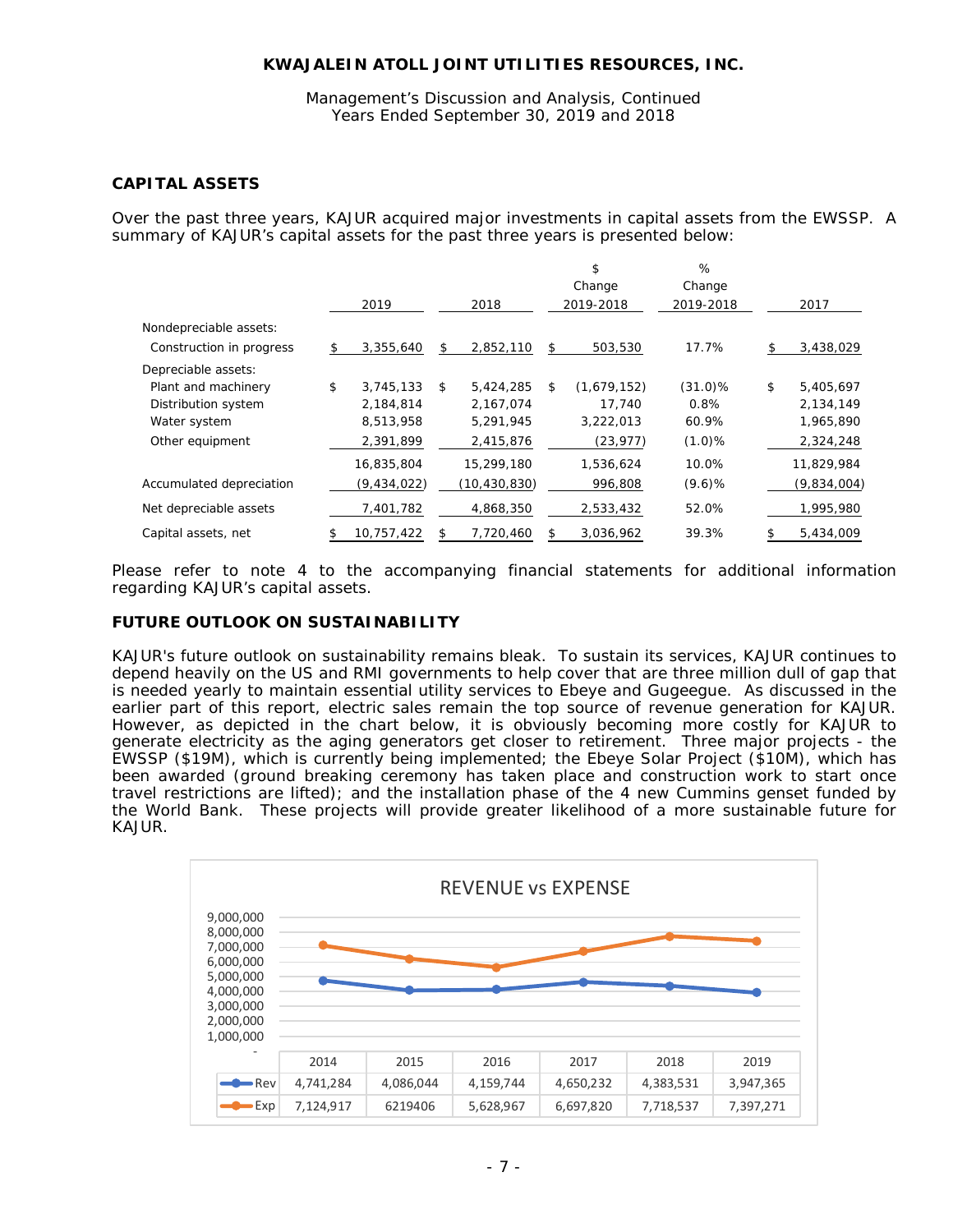**KWAJALEIN ATOLL JOINT UTILITIES RESOURCES, INC.**

Management's Discussion and Analysis, Continued
Years Ended September 30, 2019 and 2018

## CAPITAL ASSETS

Over the past three years, KAJUR acquired major investments in capital assets from the EWSSP. A summary of KAJUR's capital assets for the past three years is presented below:

| | 2019 | 2018 | $ Change 2019-2018 | % Change 2019-2018 | 2017 |
|---|---|---|---|---|---|
| Nondepreciable assets: | | | | | |
| Construction in progress | $ 3,355,640 | $ 2,852,110 | $ 503,530 | 17.7% | $ 3,438,029 |
| Depreciable assets: | | | | | |
| Plant and machinery | $ 3,745,133 | $ 5,424,285 | $ (1,679,152) | (31.0)% | $ 5,405,697 |
| Distribution system | 2,184,814 | 2,167,074 | 17,740 | 0.8% | 2,134,149 |
| Water system | 8,513,958 | 5,291,945 | 3,222,013 | 60.9% | 1,965,890 |
| Other equipment | 2,391,899 | 2,415,876 | (23,977) | (1.0)% | 2,324,248 |
| | 16,835,804 | 15,299,180 | 1,536,624 | 10.0% | 11,829,984 |
| Accumulated depreciation | (9,434,022) | (10,430,830) | 996,808 | (9.6)% | (9,834,004) |
| Net depreciable assets | 7,401,782 | 4,868,350 | 2,533,432 | 52.0% | 1,995,980 |
| Capital assets, net | $ 10,757,422 | $ 7,720,460 | $ 3,036,962 | 39.3% | $ 5,434,009 |

Please refer to note 4 to the accompanying financial statements for additional information regarding KAJUR's capital assets.

## FUTURE OUTLOOK ON SUSTAINABILITY

KAJUR's future outlook on sustainability remains bleak. To sustain its services, KAJUR continues to depend heavily on the US and RMI governments to help cover that are three million dull of gap that is needed yearly to maintain essential utility services to Ebeye and Gugeegue. As discussed in the earlier part of this report, electric sales remain the top source of revenue generation for KAJUR. However, as depicted in the chart below, it is obviously becoming more costly for KAJUR to generate electricity as the aging generators get closer to retirement. Three major projects - the EWSSP ($19M), which is currently being implemented; the Ebeye Solar Project ($10M), which has been awarded (ground breaking ceremony has taken place and construction work to start once travel restrictions are lifted); and the installation phase of the 4 new Cummins genset funded by the World Bank. These projects will provide greater likelihood of a more sustainable future for KAJUR.

REVENUE vs EXPENSE

| | 2014 | 2015 | 2016 | 2017 | 2018 | 2019 |
|---|---|---|---|---|---|---|
| Rev | 4,741,284 | 4,086,044 | 4,159,744 | 4,650,232 | 4,383,531 | 3,947,365 |
| Exp | 7,124,917 | 6219406 | 5,628,967 | 6,697,820 | 7,718,537 | 7,397,271 |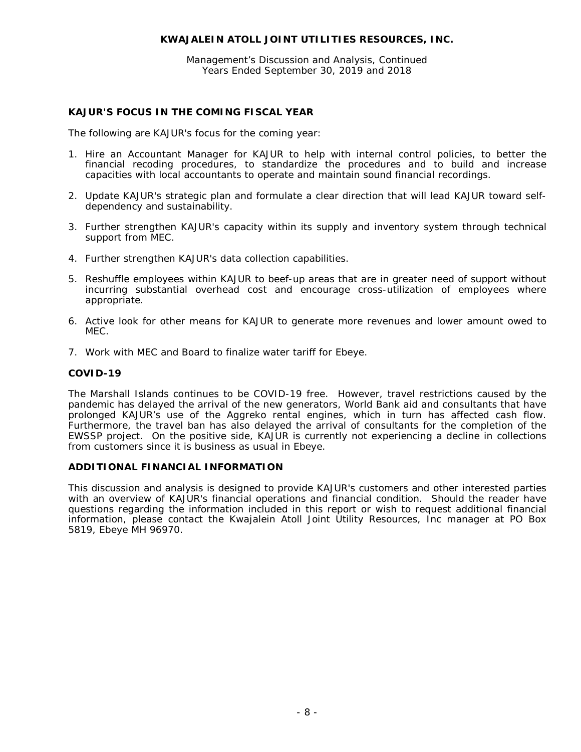## KAJUR'S FOCUS IN THE COMING FISCAL YEAR

The following are KAJUR's focus for the coming year:

1. Hire an Accountant Manager for KAJUR to help with internal control policies, to better the financial recoding procedures, to standardize the procedures and to build and increase capacities with local accountants to operate and maintain sound financial recordings.

2. Update KAJUR's strategic plan and formulate a clear direction that will lead KAJUR toward self-dependency and sustainability.

3. Further strengthen KAJUR's capacity within its supply and inventory system through technical support from MEC.

4. Further strengthen KAJUR's data collection capabilities.

5. Reshuffle employees within KAJUR to beef-up areas that are in greater need of support without incurring substantial overhead cost and encourage cross-utilization of employees where appropriate.

6. Active look for other means for KAJUR to generate more revenues and lower amount owed to MEC.

7. Work with MEC and Board to finalize water tariff for Ebeye.

## COVID-19

The Marshall Islands continues to be COVID-19 free. However, travel restrictions caused by the pandemic has delayed the arrival of the new generators, World Bank aid and consultants that have prolonged KAJUR's use of the Aggreko rental engines, which in turn has affected cash flow. Furthermore, the travel ban has also delayed the arrival of consultants for the completion of the EWSSP project. On the positive side, KAJUR is currently not experiencing a decline in collections from customers since it is business as usual in Ebeye.

## ADDITIONAL FINANCIAL INFORMATION

This discussion and analysis is designed to provide KAJUR's customers and other interested parties with an overview of KAJUR's financial operations and financial condition. Should the reader have questions regarding the information included in this report or wish to request additional financial information, please contact the Kwajalein Atoll Joint Utility Resources, Inc manager at PO Box 5819, Ebeye MH 96970.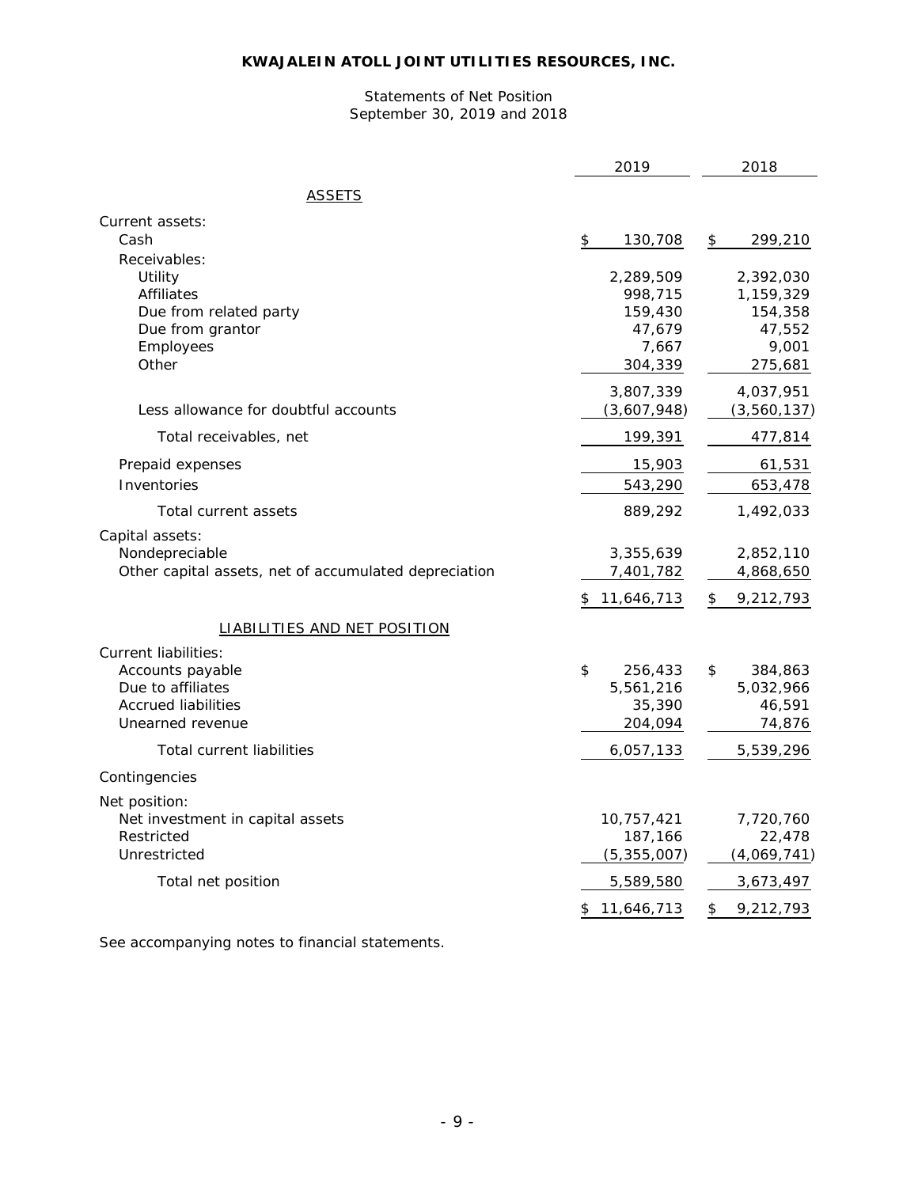# KWAJALEIN ATOLL JOINT UTILITIES RESOURCES, INC.

Statements of Net Position
September 30, 2019 and 2018

| | 2019 | 2018 |
|---|---|---|
| **ASSETS** | | |
| Current assets: | | |
| Cash | $ 130,708 | $ 299,210 |
| Receivables: | | |
| Utility | 2,289,509 | 2,392,030 |
| Affiliates | 998,715 | 1,159,329 |
| Due from related party | 159,430 | 154,358 |
| Due from grantor | 47,679 | 47,552 |
| Employees | 7,667 | 9,001 |
| Other | 304,339 | 275,681 |
| | 3,807,339 | 4,037,951 |
| Less allowance for doubtful accounts | (3,607,948) | (3,560,137) |
| Total receivables, net | 199,391 | 477,814 |
| Prepaid expenses | 15,903 | 61,531 |
| Inventories | 543,290 | 653,478 |
| Total current assets | 889,292 | 1,492,033 |
| Capital assets: | | |
| Nondepreciable | 3,355,639 | 2,852,110 |
| Other capital assets, net of accumulated depreciation | 7,401,782 | 4,868,650 |
| | $ 11,646,713 | $ 9,212,793 |
| **LIABILITIES AND NET POSITION** | | |
| Current liabilities: | | |
| Accounts payable | $ 256,433 | $ 384,863 |
| Due to affiliates | 5,561,216 | 5,032,966 |
| Accrued liabilities | 35,390 | 46,591 |
| Unearned revenue | 204,094 | 74,876 |
| Total current liabilities | 6,057,133 | 5,539,296 |
| Contingencies | | |
| Net position: | | |
| Net investment in capital assets | 10,757,421 | 7,720,760 |
| Restricted | 187,166 | 22,478 |
| Unrestricted | (5,355,007) | (4,069,741) |
| Total net position | 5,589,580 | 3,673,497 |
| | $ 11,646,713 | $ 9,212,793 |

See accompanying notes to financial statements.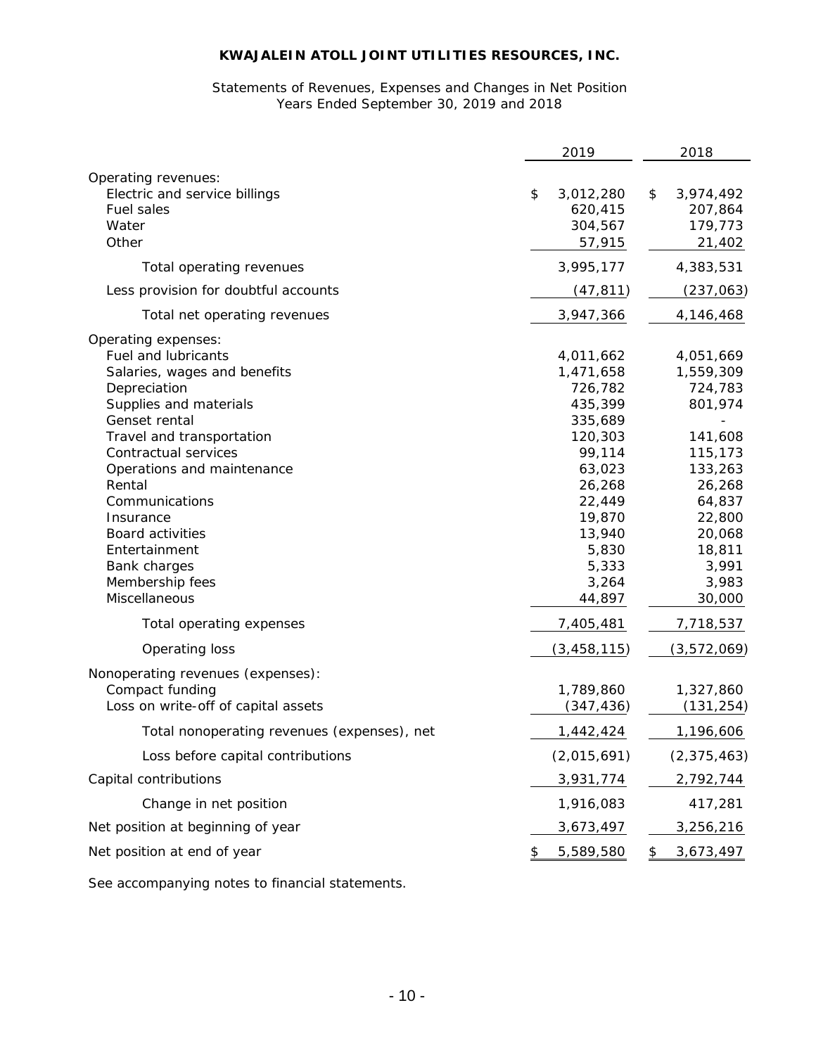**KWAJALEIN ATOLL JOINT UTILITIES RESOURCES, INC.**

Statements of Revenues, Expenses and Changes in Net Position
Years Ended September 30, 2019 and 2018

| | 2019 | 2018 |
|---|---|---|
| Operating revenues: | | |
| Electric and service billings | $ 3,012,280 | $ 3,974,492 |
| Fuel sales | 620,415 | 207,864 |
| Water | 304,567 | 179,773 |
| Other | 57,915 | 21,402 |
| Total operating revenues | 3,995,177 | 4,383,531 |
| Less provision for doubtful accounts | (47,811) | (237,063) |
| Total net operating revenues | 3,947,366 | 4,146,468 |
| Operating expenses: | | |
| Fuel and lubricants | 4,011,662 | 4,051,669 |
| Salaries, wages and benefits | 1,471,658 | 1,559,309 |
| Depreciation | 726,782 | 724,783 |
| Supplies and materials | 435,399 | 801,974 |
| Genset rental | 335,689 | - |
| Travel and transportation | 120,303 | 141,608 |
| Contractual services | 99,114 | 115,173 |
| Operations and maintenance | 63,023 | 133,263 |
| Rental | 26,268 | 26,268 |
| Communications | 22,449 | 64,837 |
| Insurance | 19,870 | 22,800 |
| Board activities | 13,940 | 20,068 |
| Entertainment | 5,830 | 18,811 |
| Bank charges | 5,333 | 3,991 |
| Membership fees | 3,264 | 3,983 |
| Miscellaneous | 44,897 | 30,000 |
| Total operating expenses | 7,405,481 | 7,718,537 |
| Operating loss | (3,458,115) | (3,572,069) |
| Nonoperating revenues (expenses): | | |
| Compact funding | 1,789,860 | 1,327,860 |
| Loss on write-off of capital assets | (347,436) | (131,254) |
| Total nonoperating revenues (expenses), net | 1,442,424 | 1,196,606 |
| Loss before capital contributions | (2,015,691) | (2,375,463) |
| Capital contributions | 3,931,774 | 2,792,744 |
| Change in net position | 1,916,083 | 417,281 |
| Net position at beginning of year | 3,673,497 | 3,256,216 |
| Net position at end of year | $ 5,589,580 | $ 3,673,497 |

See accompanying notes to financial statements.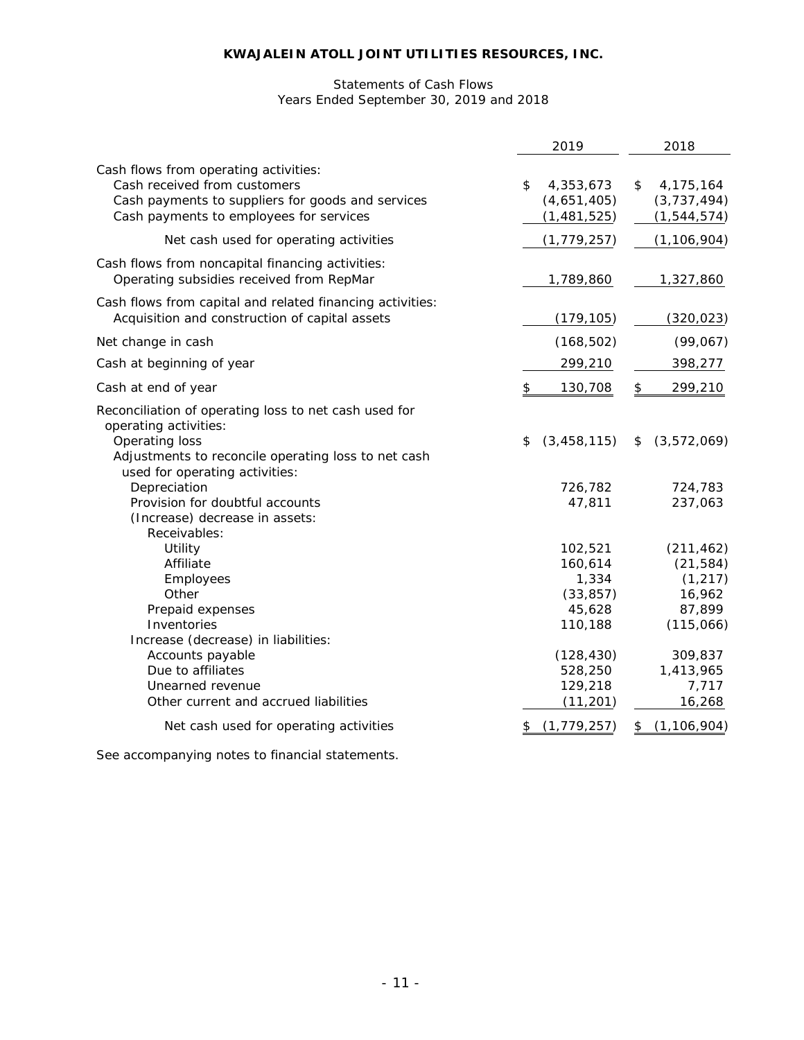**KWAJALEIN ATOLL JOINT UTILITIES RESOURCES, INC.**

Statements of Cash Flows
Years Ended September 30, 2019 and 2018

| | 2019 | 2018 |
|---|---|---|
| Cash flows from operating activities: | | |
| Cash received from customers | $ 4,353,673 | $ 4,175,164 |
| Cash payments to suppliers for goods and services | (4,651,405) | (3,737,494) |
| Cash payments to employees for services | (1,481,525) | (1,544,574) |
| Net cash used for operating activities | (1,779,257) | (1,106,904) |
| Cash flows from noncapital financing activities: | | |
| Operating subsidies received from RepMar | 1,789,860 | 1,327,860 |
| Cash flows from capital and related financing activities: | | |
| Acquisition and construction of capital assets | (179,105) | (320,023) |
| Net change in cash | (168,502) | (99,067) |
| Cash at beginning of year | 299,210 | 398,277 |
| Cash at end of year | $ 130,708 | $ 299,210 |
| Reconciliation of operating loss to net cash used for operating activities: | | |
| Operating loss | $ (3,458,115) | $ (3,572,069) |
| Adjustments to reconcile operating loss to net cash used for operating activities: | | |
| Depreciation | 726,782 | 724,783 |
| Provision for doubtful accounts | 47,811 | 237,063 |
| (Increase) decrease in assets: | | |
| Receivables: | | |
| Utility | 102,521 | (211,462) |
| Affiliate | 160,614 | (21,584) |
| Employees | 1,334 | (1,217) |
| Other | (33,857) | 16,962 |
| Prepaid expenses | 45,628 | 87,899 |
| Inventories | 110,188 | (115,066) |
| Increase (decrease) in liabilities: | | |
| Accounts payable | (128,430) | 309,837 |
| Due to affiliates | 528,250 | 1,413,965 |
| Unearned revenue | 129,218 | 7,717 |
| Other current and accrued liabilities | (11,201) | 16,268 |
| Net cash used for operating activities | $ (1,779,257) | $ (1,106,904) |

See accompanying notes to financial statements.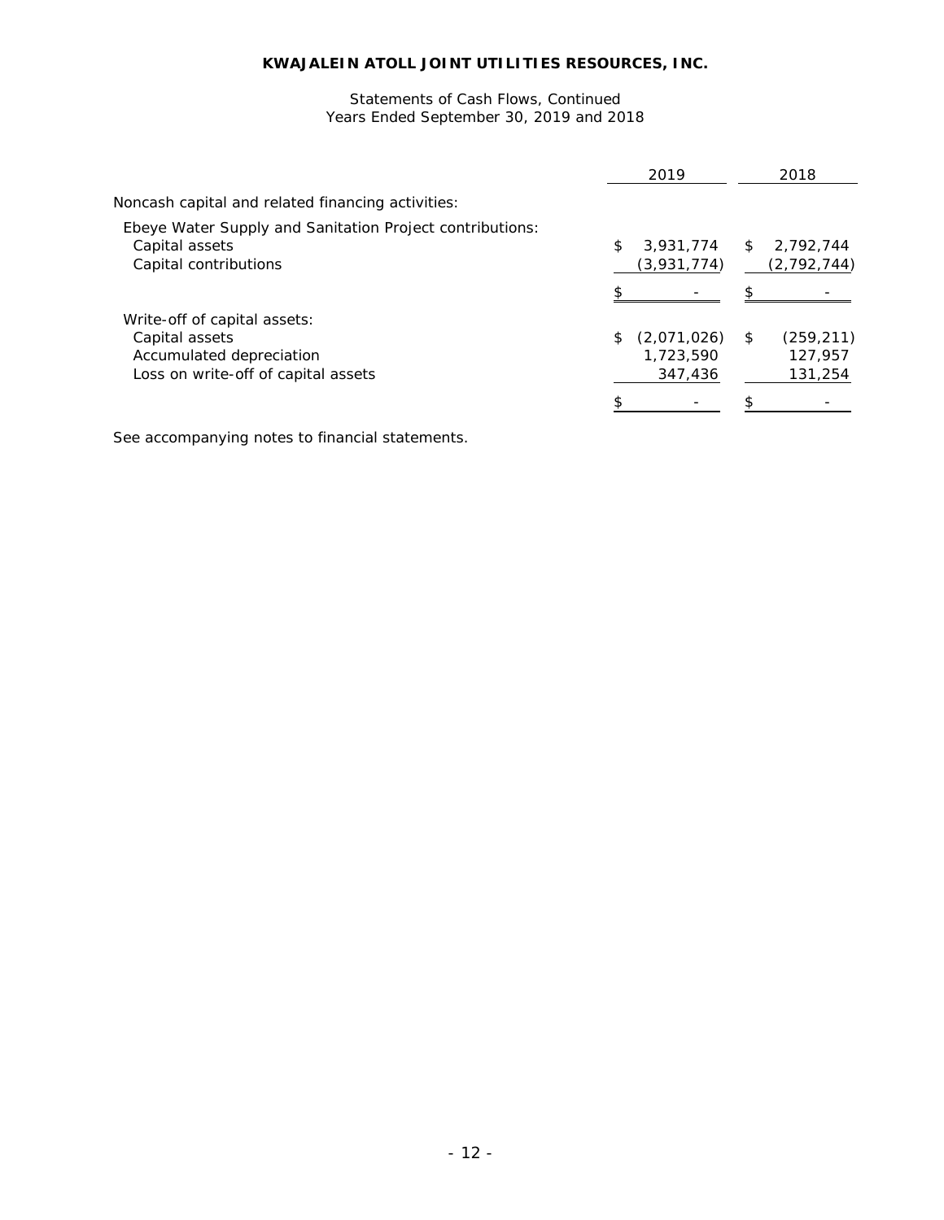**KWAJALEIN ATOLL JOINT UTILITIES RESOURCES, INC.**

Statements of Cash Flows, Continued
Years Ended September 30, 2019 and 2018

| | 2019 | 2018 |
|---|---|---|
| Noncash capital and related financing activities: | | |
| Ebeye Water Supply and Sanitation Project contributions: | | |
| Capital assets | $ 3,931,774 | $ 2,792,744 |
| Capital contributions | (3,931,774) | (2,792,744) |
| | $ - | $ - |
| Write-off of capital assets: | | |
| Capital assets | $ (2,071,026) | $ (259,211) |
| Accumulated depreciation | 1,723,590 | 127,957 |
| Loss on write-off of capital assets | 347,436 | 131,254 |
| | $ - | $ - |

See accompanying notes to financial statements.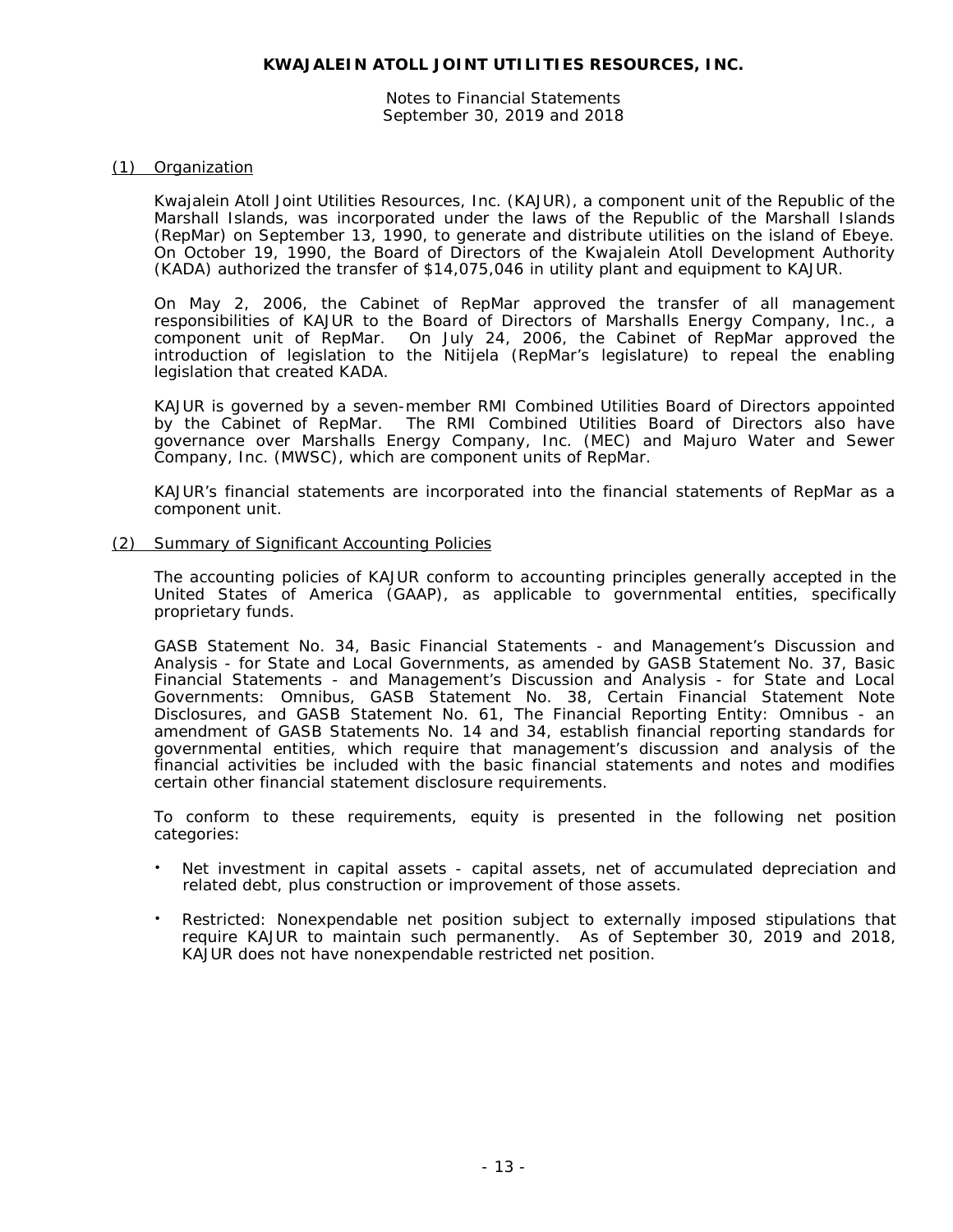**KWAJALEIN ATOLL JOINT UTILITIES RESOURCES, INC.**

Notes to Financial Statements
September 30, 2019 and 2018

## (1) Organization

Kwajalein Atoll Joint Utilities Resources, Inc. (KAJUR), a component unit of the Republic of the Marshall Islands, was incorporated under the laws of the Republic of the Marshall Islands (RepMar) on September 13, 1990, to generate and distribute utilities on the island of Ebeye. On October 19, 1990, the Board of Directors of the Kwajalein Atoll Development Authority (KADA) authorized the transfer of $14,075,046 in utility plant and equipment to KAJUR.

On May 2, 2006, the Cabinet of RepMar approved the transfer of all management responsibilities of KAJUR to the Board of Directors of Marshalls Energy Company, Inc., a component unit of RepMar. On July 24, 2006, the Cabinet of RepMar approved the introduction of legislation to the Nitijela (RepMar's legislature) to repeal the enabling legislation that created KADA.

KAJUR is governed by a seven-member RMI Combined Utilities Board of Directors appointed by the Cabinet of RepMar. The RMI Combined Utilities Board of Directors also have governance over Marshalls Energy Company, Inc. (MEC) and Majuro Water and Sewer Company, Inc. (MWSC), which are component units of RepMar.

KAJUR's financial statements are incorporated into the financial statements of RepMar as a component unit.

## (2) Summary of Significant Accounting Policies

The accounting policies of KAJUR conform to accounting principles generally accepted in the United States of America (GAAP), as applicable to governmental entities, specifically proprietary funds.

GASB Statement No. 34, Basic Financial Statements - and Management's Discussion and Analysis - for State and Local Governments, as amended by GASB Statement No. 37, Basic Financial Statements - and Management's Discussion and Analysis - for State and Local Governments: Omnibus, GASB Statement No. 38, Certain Financial Statement Note Disclosures, and GASB Statement No. 61, The Financial Reporting Entity: Omnibus - an amendment of GASB Statements No. 14 and 34, establish financial reporting standards for governmental entities, which require that management's discussion and analysis of the financial activities be included with the basic financial statements and notes and modifies certain other financial statement disclosure requirements.

To conform to these requirements, equity is presented in the following net position categories:

- Net investment in capital assets - capital assets, net of accumulated depreciation and related debt, plus construction or improvement of those assets.
- Restricted: Nonexpendable net position subject to externally imposed stipulations that require KAJUR to maintain such permanently. As of September 30, 2019 and 2018, KAJUR does not have nonexpendable restricted net position.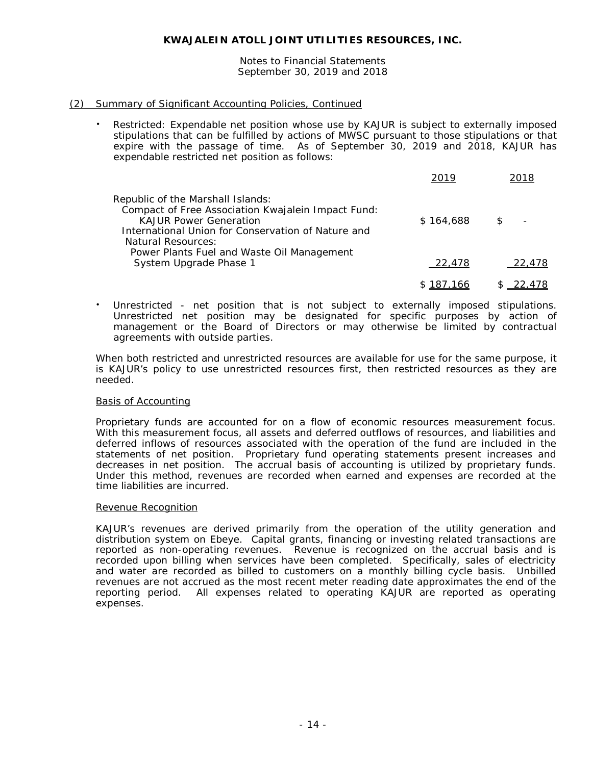## (2) Summary of Significant Accounting Policies, Continued

- Restricted: Expendable net position whose use by KAJUR is subject to externally imposed stipulations that can be fulfilled by actions of MWSC pursuant to those stipulations or that expire with the passage of time. As of September 30, 2019 and 2018, KAJUR has expendable restricted net position as follows:

| | 2019 | 2018 |
|---|---|---|
| Republic of the Marshall Islands: | | |
| Compact of Free Association Kwajalein Impact Fund: | | |
| KAJUR Power Generation | $ 164,688 | $ - |
| International Union for Conservation of Nature and Natural Resources: | | |
| Power Plants Fuel and Waste Oil Management System Upgrade Phase 1 | 22,478 | 22,478 |
| | $ 187,166 | $ 22,478 |

- Unrestricted - net position that is not subject to externally imposed stipulations. Unrestricted net position may be designated for specific purposes by action of management or the Board of Directors or may otherwise be limited by contractual agreements with outside parties.

When both restricted and unrestricted resources are available for use for the same purpose, it is KAJUR's policy to use unrestricted resources first, then restricted resources as they are needed.

### Basis of Accounting

Proprietary funds are accounted for on a flow of economic resources measurement focus. With this measurement focus, all assets and deferred outflows of resources, and liabilities and deferred inflows of resources associated with the operation of the fund are included in the statements of net position. Proprietary fund operating statements present increases and decreases in net position. The accrual basis of accounting is utilized by proprietary funds. Under this method, revenues are recorded when earned and expenses are recorded at the time liabilities are incurred.

### Revenue Recognition

KAJUR's revenues are derived primarily from the operation of the utility generation and distribution system on Ebeye. Capital grants, financing or investing related transactions are reported as non-operating revenues. Revenue is recognized on the accrual basis and is recorded upon billing when services have been completed. Specifically, sales of electricity and water are recorded as billed to customers on a monthly billing cycle basis. Unbilled revenues are not accrued as the most recent meter reading date approximates the end of the reporting period. All expenses related to operating KAJUR are reported as operating expenses.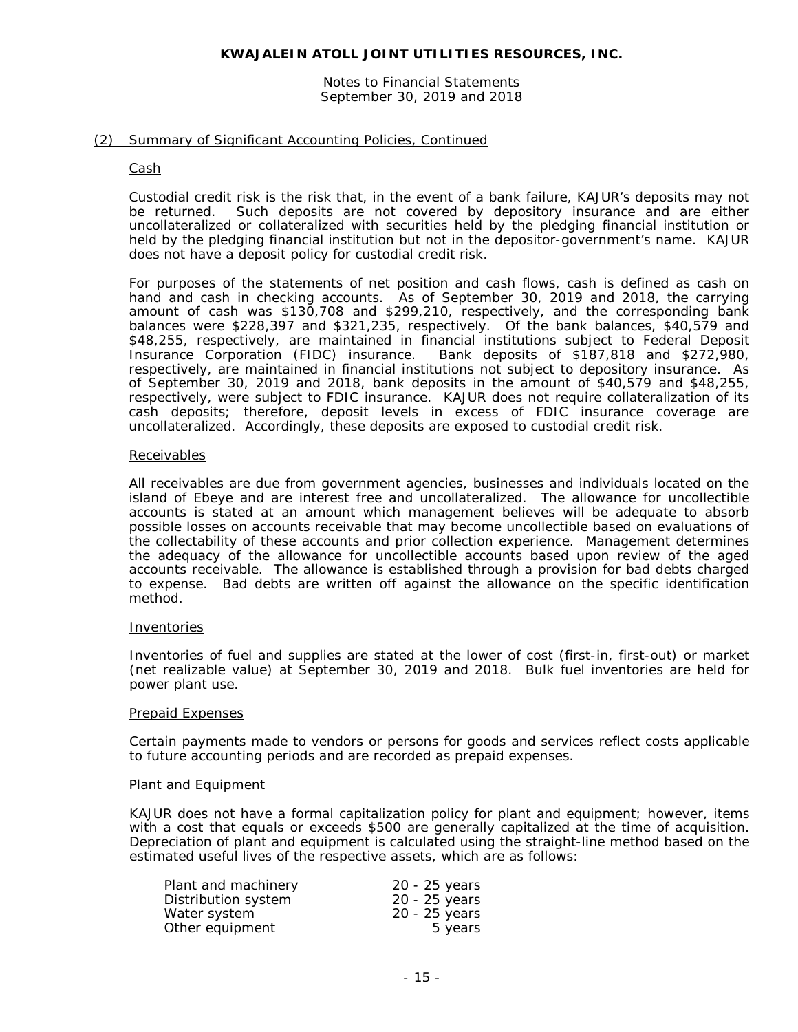**KWAJALEIN ATOLL JOINT UTILITIES RESOURCES, INC.**

Notes to Financial Statements
September 30, 2019 and 2018

## (2) Summary of Significant Accounting Policies, Continued

### Cash

Custodial credit risk is the risk that, in the event of a bank failure, KAJUR's deposits may not be returned. Such deposits are not covered by depository insurance and are either uncollateralized or collateralized with securities held by the pledging financial institution or held by the pledging financial institution but not in the depositor-government's name. KAJUR does not have a deposit policy for custodial credit risk.

For purposes of the statements of net position and cash flows, cash is defined as cash on hand and cash in checking accounts. As of September 30, 2019 and 2018, the carrying amount of cash was $130,708 and $299,210, respectively, and the corresponding bank balances were $228,397 and $321,235, respectively. Of the bank balances, $40,579 and $48,255, respectively, are maintained in financial institutions subject to Federal Deposit Insurance Corporation (FIDC) insurance. Bank deposits of $187,818 and $272,980, respectively, are maintained in financial institutions not subject to depository insurance. As of September 30, 2019 and 2018, bank deposits in the amount of $40,579 and $48,255, respectively, were subject to FDIC insurance. KAJUR does not require collateralization of its cash deposits; therefore, deposit levels in excess of FDIC insurance coverage are uncollateralized. Accordingly, these deposits are exposed to custodial credit risk.

### Receivables

All receivables are due from government agencies, businesses and individuals located on the island of Ebeye and are interest free and uncollateralized. The allowance for uncollectible accounts is stated at an amount which management believes will be adequate to absorb possible losses on accounts receivable that may become uncollectible based on evaluations of the collectability of these accounts and prior collection experience. Management determines the adequacy of the allowance for uncollectible accounts based upon review of the aged accounts receivable. The allowance is established through a provision for bad debts charged to expense. Bad debts are written off against the allowance on the specific identification method.

### Inventories

Inventories of fuel and supplies are stated at the lower of cost (first-in, first-out) or market (net realizable value) at September 30, 2019 and 2018. Bulk fuel inventories are held for power plant use.

### Prepaid Expenses

Certain payments made to vendors or persons for goods and services reflect costs applicable to future accounting periods and are recorded as prepaid expenses.

### Plant and Equipment

KAJUR does not have a formal capitalization policy for plant and equipment; however, items with a cost that equals or exceeds $500 are generally capitalized at the time of acquisition. Depreciation of plant and equipment is calculated using the straight-line method based on the estimated useful lives of the respective assets, which are as follows:

| | |
|---|---|
| Plant and machinery | 20 - 25 years |
| Distribution system | 20 - 25 years |
| Water system | 20 - 25 years |
| Other equipment | 5 years |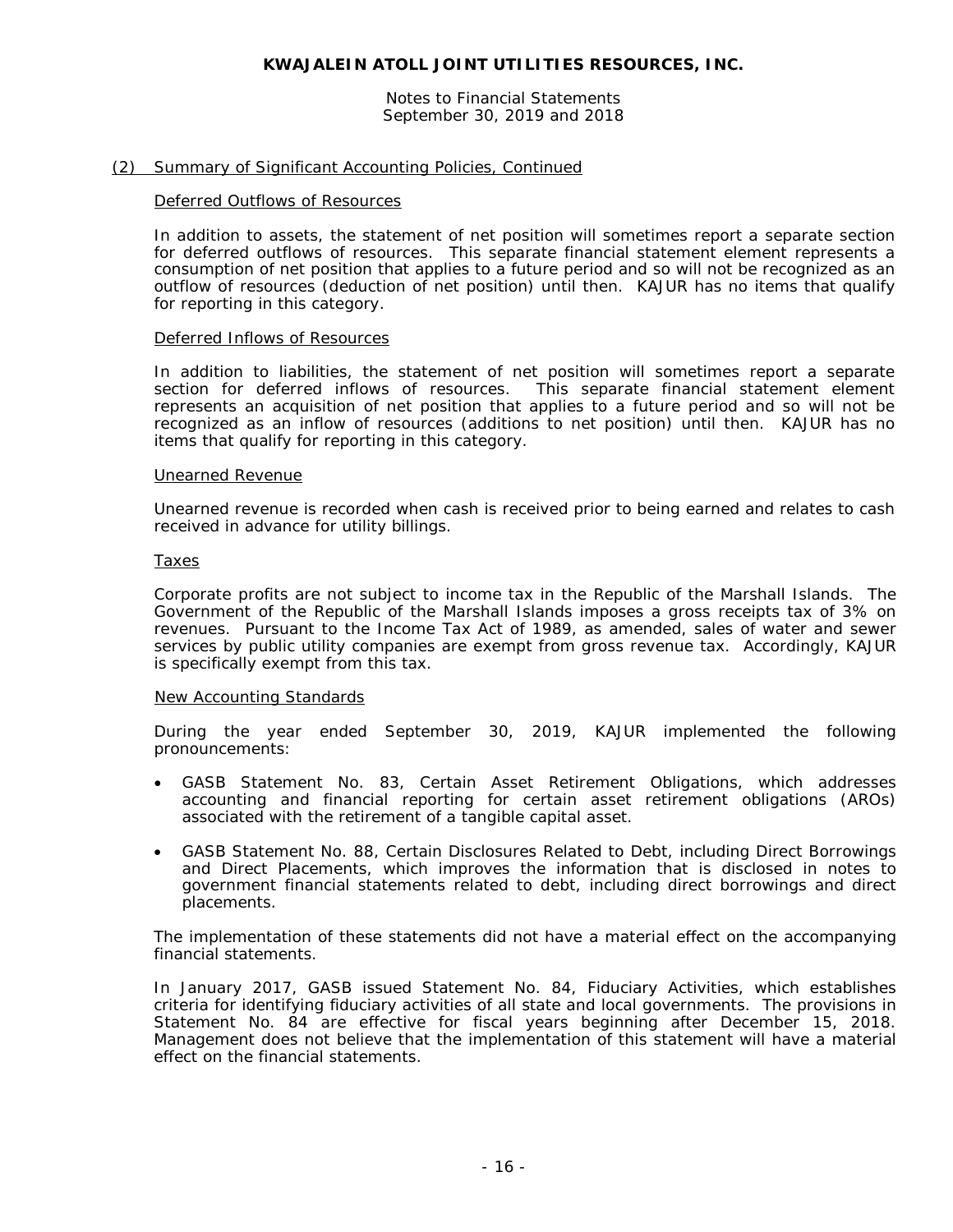## (2) Summary of Significant Accounting Policies, Continued

### Deferred Outflows of Resources

In addition to assets, the statement of net position will sometimes report a separate section for deferred outflows of resources. This separate financial statement element represents a consumption of net position that applies to a future period and so will not be recognized as an outflow of resources (deduction of net position) until then. KAJUR has no items that qualify for reporting in this category.

### Deferred Inflows of Resources

In addition to liabilities, the statement of net position will sometimes report a separate section for deferred inflows of resources. This separate financial statement element represents an acquisition of net position that applies to a future period and so will not be recognized as an inflow of resources (additions to net position) until then. KAJUR has no items that qualify for reporting in this category.

### Unearned Revenue

Unearned revenue is recorded when cash is received prior to being earned and relates to cash received in advance for utility billings.

### Taxes

Corporate profits are not subject to income tax in the Republic of the Marshall Islands. The Government of the Republic of the Marshall Islands imposes a gross receipts tax of 3% on revenues. Pursuant to the Income Tax Act of 1989, as amended, sales of water and sewer services by public utility companies are exempt from gross revenue tax. Accordingly, KAJUR is specifically exempt from this tax.

### New Accounting Standards

During the year ended September 30, 2019, KAJUR implemented the following pronouncements:

- GASB Statement No. 83, Certain Asset Retirement Obligations, which addresses accounting and financial reporting for certain asset retirement obligations (AROs) associated with the retirement of a tangible capital asset.
- GASB Statement No. 88, Certain Disclosures Related to Debt, including Direct Borrowings and Direct Placements, which improves the information that is disclosed in notes to government financial statements related to debt, including direct borrowings and direct placements.

The implementation of these statements did not have a material effect on the accompanying financial statements.

In January 2017, GASB issued Statement No. 84, Fiduciary Activities, which establishes criteria for identifying fiduciary activities of all state and local governments. The provisions in Statement No. 84 are effective for fiscal years beginning after December 15, 2018. Management does not believe that the implementation of this statement will have a material effect on the financial statements.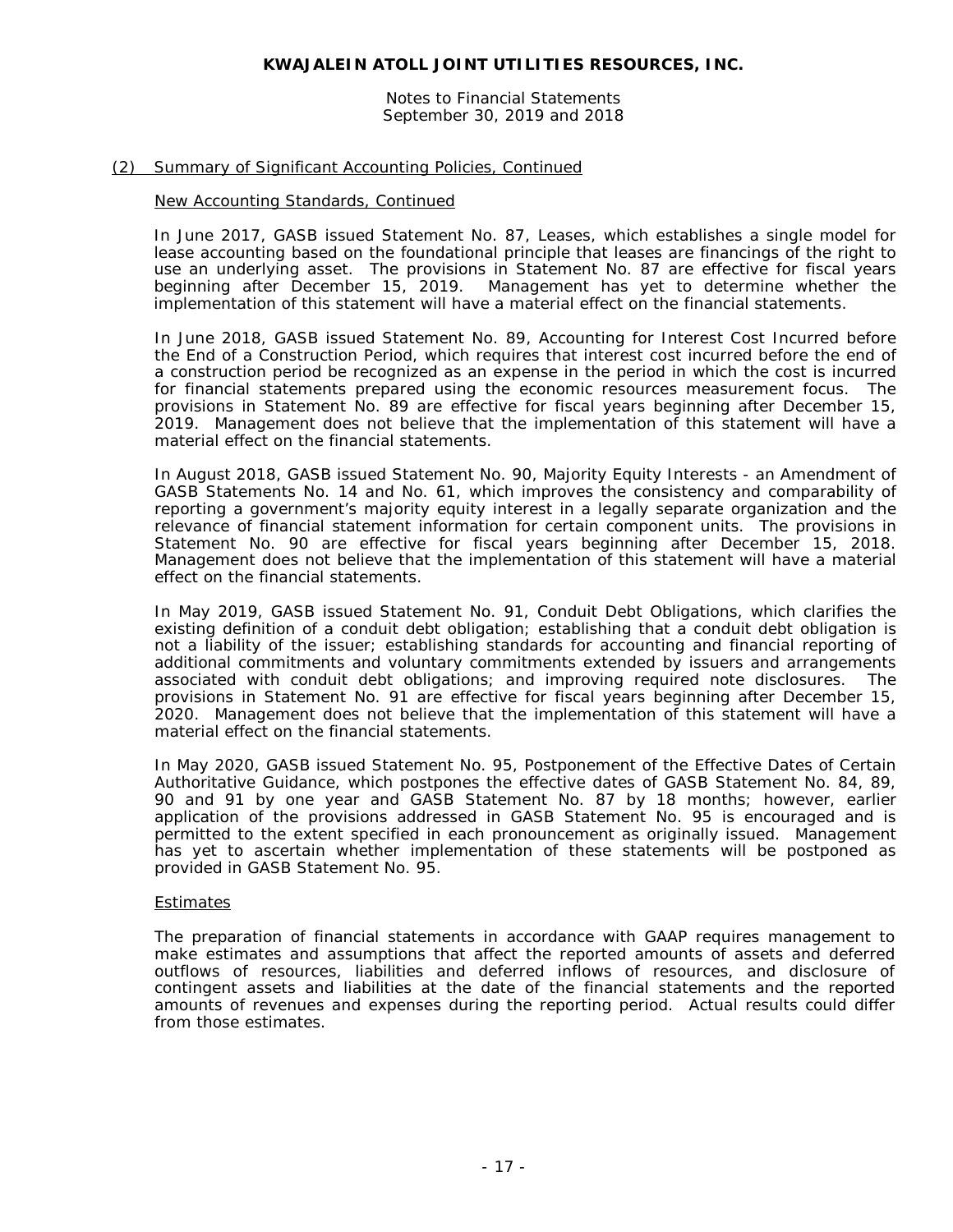## (2) Summary of Significant Accounting Policies, Continued

### New Accounting Standards, Continued

In June 2017, GASB issued Statement No. 87, Leases, which establishes a single model for lease accounting based on the foundational principle that leases are financings of the right to use an underlying asset. The provisions in Statement No. 87 are effective for fiscal years beginning after December 15, 2019. Management has yet to determine whether the implementation of this statement will have a material effect on the financial statements.

In June 2018, GASB issued Statement No. 89, Accounting for Interest Cost Incurred before the End of a Construction Period, which requires that interest cost incurred before the end of a construction period be recognized as an expense in the period in which the cost is incurred for financial statements prepared using the economic resources measurement focus. The provisions in Statement No. 89 are effective for fiscal years beginning after December 15, 2019. Management does not believe that the implementation of this statement will have a material effect on the financial statements.

In August 2018, GASB issued Statement No. 90, Majority Equity Interests - an Amendment of GASB Statements No. 14 and No. 61, which improves the consistency and comparability of reporting a government's majority equity interest in a legally separate organization and the relevance of financial statement information for certain component units. The provisions in Statement No. 90 are effective for fiscal years beginning after December 15, 2018. Management does not believe that the implementation of this statement will have a material effect on the financial statements.

In May 2019, GASB issued Statement No. 91, Conduit Debt Obligations, which clarifies the existing definition of a conduit debt obligation; establishing that a conduit debt obligation is not a liability of the issuer; establishing standards for accounting and financial reporting of additional commitments and voluntary commitments extended by issuers and arrangements associated with conduit debt obligations; and improving required note disclosures. The provisions in Statement No. 91 are effective for fiscal years beginning after December 15, 2020. Management does not believe that the implementation of this statement will have a material effect on the financial statements.

In May 2020, GASB issued Statement No. 95, Postponement of the Effective Dates of Certain Authoritative Guidance, which postpones the effective dates of GASB Statement No. 84, 89, 90 and 91 by one year and GASB Statement No. 87 by 18 months; however, earlier application of the provisions addressed in GASB Statement No. 95 is encouraged and is permitted to the extent specified in each pronouncement as originally issued. Management has yet to ascertain whether implementation of these statements will be postponed as provided in GASB Statement No. 95.

### Estimates

The preparation of financial statements in accordance with GAAP requires management to make estimates and assumptions that affect the reported amounts of assets and deferred outflows of resources, liabilities and deferred inflows of resources, and disclosure of contingent assets and liabilities at the date of the financial statements and the reported amounts of revenues and expenses during the reporting period. Actual results could differ from those estimates.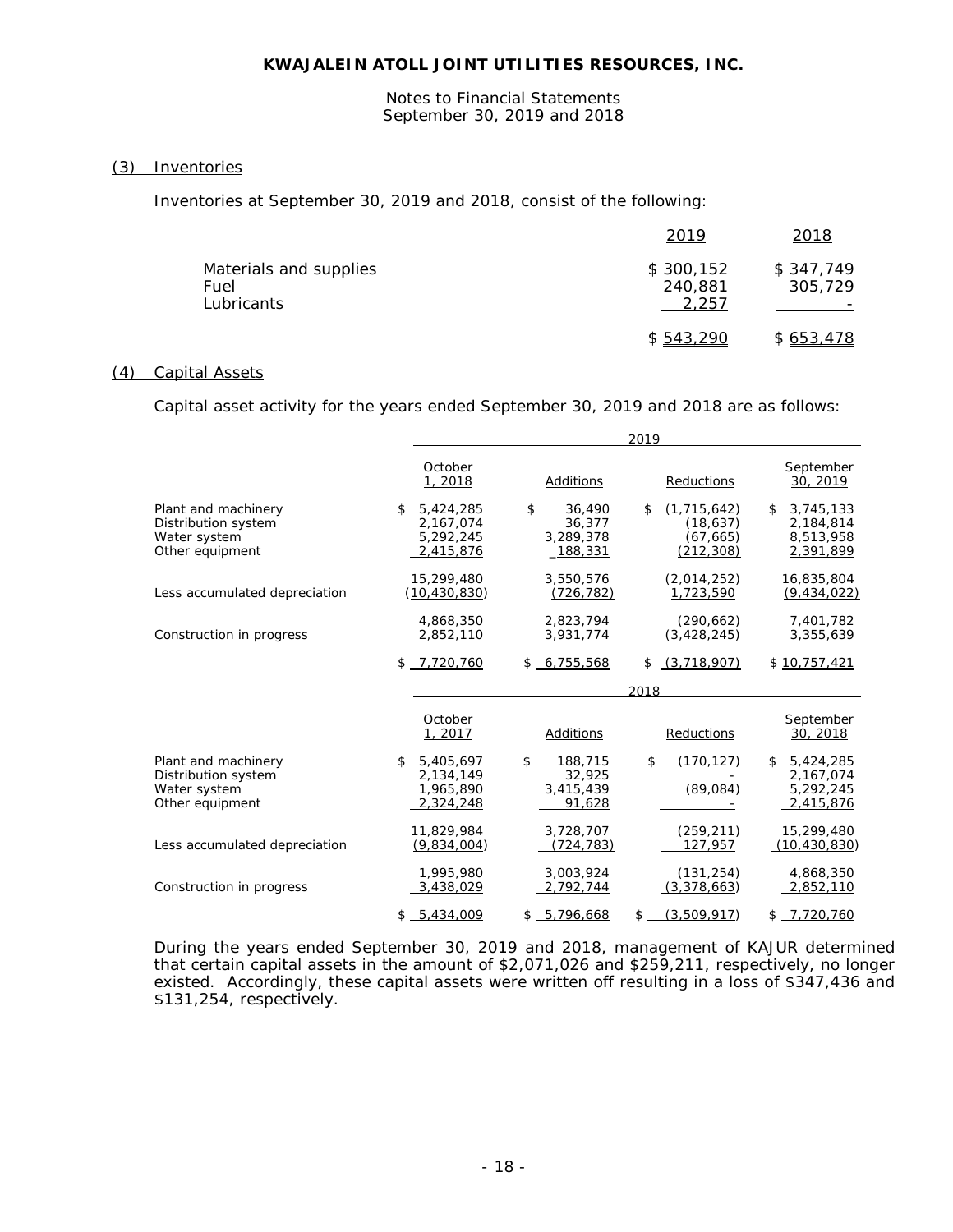**KWAJALEIN ATOLL JOINT UTILITIES RESOURCES, INC.**

Notes to Financial Statements
September 30, 2019 and 2018

## (3) Inventories

Inventories at September 30, 2019 and 2018, consist of the following:

| | 2019 | 2018 |
|---|---|---|
| Materials and supplies | $ 300,152 | $ 347,749 |
| Fuel | 240,881 | 305,729 |
| Lubricants | 2,257 | - |
| | $ 543,290 | $ 653,478 |

## (4) Capital Assets

Capital asset activity for the years ended September 30, 2019 and 2018 are as follows:

| | 2019 | | | |
|---|---|---|---|---|
| | October 1, 2018 | Additions | Reductions | September 30, 2019 |
| Plant and machinery | $ 5,424,285 | $ 36,490 | $ (1,715,642) | $ 3,745,133 |
| Distribution system | 2,167,074 | 36,377 | (18,637) | 2,184,814 |
| Water system | 5,292,245 | 3,289,378 | (67,665) | 8,513,958 |
| Other equipment | 2,415,876 | 188,331 | (212,308) | 2,391,899 |
| | 15,299,480 | 3,550,576 | (2,014,252) | 16,835,804 |
| Less accumulated depreciation | (10,430,830) | (726,782) | 1,723,590 | (9,434,022) |
| | 4,868,350 | 2,823,794 | (290,662) | 7,401,782 |
| Construction in progress | 2,852,110 | 3,931,774 | (3,428,245) | 3,355,639 |
| | $ 7,720,760 | $ 6,755,568 | $ (3,718,907) | $ 10,757,421 |

| | 2018 | | | |
|---|---|---|---|---|
| | October 1, 2017 | Additions | Reductions | September 30, 2018 |
| Plant and machinery | $ 5,405,697 | $ 188,715 | $ (170,127) | $ 5,424,285 |
| Distribution system | 2,134,149 | 32,925 | - | 2,167,074 |
| Water system | 1,965,890 | 3,415,439 | (89,084) | 5,292,245 |
| Other equipment | 2,324,248 | 91,628 | - | 2,415,876 |
| | 11,829,984 | 3,728,707 | (259,211) | 15,299,480 |
| Less accumulated depreciation | (9,834,004) | (724,783) | 127,957 | (10,430,830) |
| | 1,995,980 | 3,003,924 | (131,254) | 4,868,350 |
| Construction in progress | 3,438,029 | 2,792,744 | (3,378,663) | 2,852,110 |
| | $ 5,434,009 | $ 5,796,668 | $ (3,509,917) | $ 7,720,760 |

During the years ended September 30, 2019 and 2018, management of KAJUR determined that certain capital assets in the amount of $2,071,026 and $259,211, respectively, no longer existed. Accordingly, these capital assets were written off resulting in a loss of $347,436 and $131,254, respectively.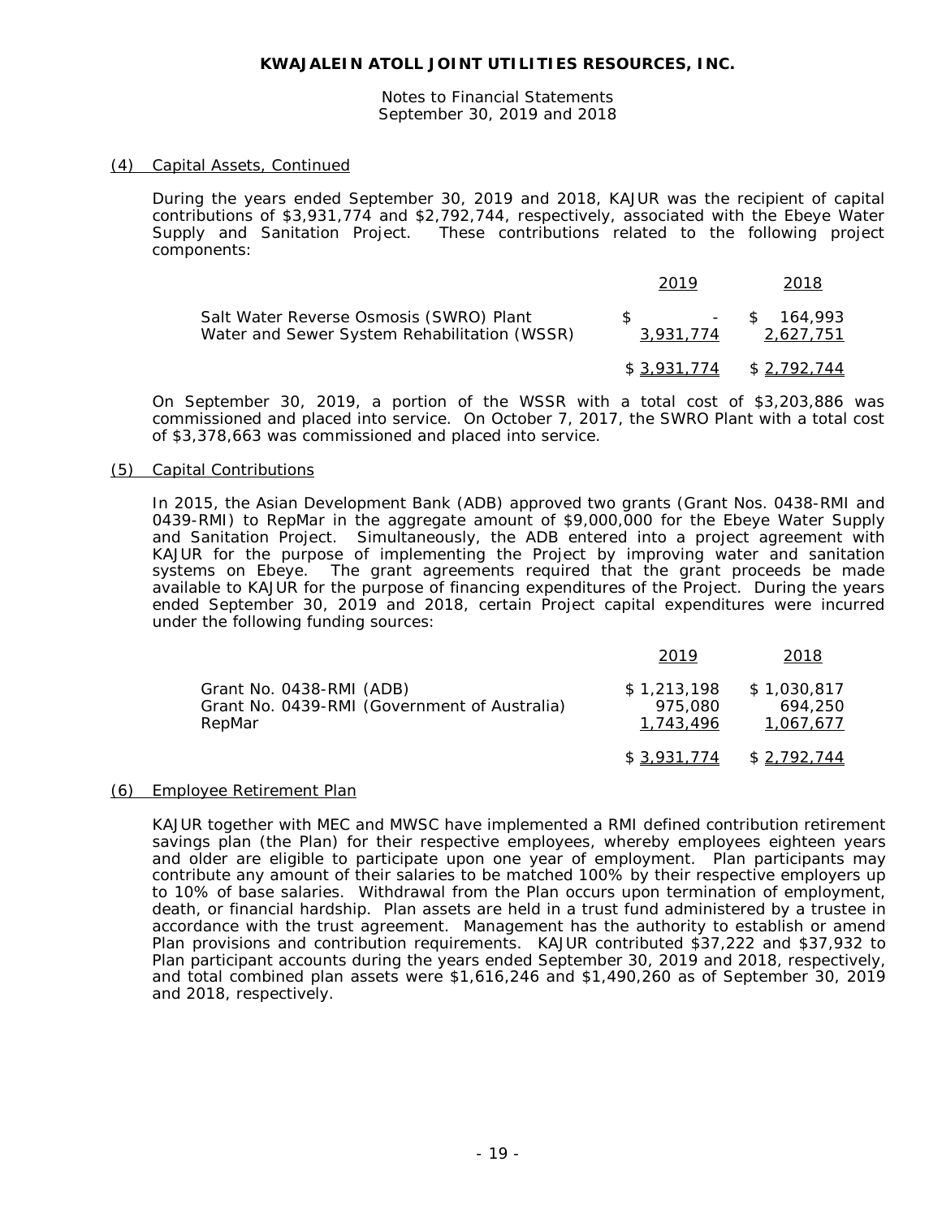**KWAJALEIN ATOLL JOINT UTILITIES RESOURCES, INC.**

Notes to Financial Statements
September 30, 2019 and 2018

(4) Capital Assets, Continued

During the years ended September 30, 2019 and 2018, KAJUR was the recipient of capital contributions of $3,931,774 and $2,792,744, respectively, associated with the Ebeye Water Supply and Sanitation Project. These contributions related to the following project components:

| | 2019 | 2018 |
|---|---|---|
| Salt Water Reverse Osmosis (SWRO) Plant | $ - | $ 164,993 |
| Water and Sewer System Rehabilitation (WSSR) | 3,931,774 | 2,627,751 |
| | $ 3,931,774 | $ 2,792,744 |

On September 30, 2019, a portion of the WSSR with a total cost of $3,203,886 was commissioned and placed into service. On October 7, 2017, the SWRO Plant with a total cost of $3,378,663 was commissioned and placed into service.

(5) Capital Contributions

In 2015, the Asian Development Bank (ADB) approved two grants (Grant Nos. 0438-RMI and 0439-RMI) to RepMar in the aggregate amount of $9,000,000 for the Ebeye Water Supply and Sanitation Project. Simultaneously, the ADB entered into a project agreement with KAJUR for the purpose of implementing the Project by improving water and sanitation systems on Ebeye. The grant agreements required that the grant proceeds be made available to KAJUR for the purpose of financing expenditures of the Project. During the years ended September 30, 2019 and 2018, certain Project capital expenditures were incurred under the following funding sources:

| | 2019 | 2018 |
|---|---|---|
| Grant No. 0438-RMI (ADB) | $ 1,213,198 | $ 1,030,817 |
| Grant No. 0439-RMI (Government of Australia) | 975,080 | 694,250 |
| RepMar | 1,743,496 | 1,067,677 |
| | $ 3,931,774 | $ 2,792,744 |

(6) Employee Retirement Plan

KAJUR together with MEC and MWSC have implemented a RMI defined contribution retirement savings plan (the Plan) for their respective employees, whereby employees eighteen years and older are eligible to participate upon one year of employment. Plan participants may contribute any amount of their salaries to be matched 100% by their respective employers up to 10% of base salaries. Withdrawal from the Plan occurs upon termination of employment, death, or financial hardship. Plan assets are held in a trust fund administered by a trustee in accordance with the trust agreement. Management has the authority to establish or amend Plan provisions and contribution requirements. KAJUR contributed $37,222 and $37,932 to Plan participant accounts during the years ended September 30, 2019 and 2018, respectively, and total combined plan assets were $1,616,246 and $1,490,260 as of September 30, 2019 and 2018, respectively.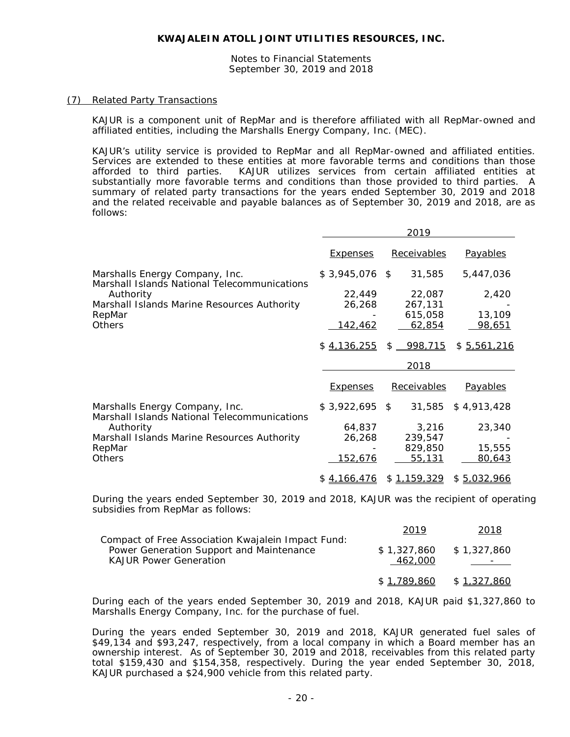**KWAJALEIN ATOLL JOINT UTILITIES RESOURCES, INC.**

Notes to Financial Statements
September 30, 2019 and 2018

(7) Related Party Transactions

KAJUR is a component unit of RepMar and is therefore affiliated with all RepMar-owned and affiliated entities, including the Marshalls Energy Company, Inc. (MEC).

KAJUR's utility service is provided to RepMar and all RepMar-owned and affiliated entities. Services are extended to these entities at more favorable terms and conditions than those afforded to third parties. KAJUR utilizes services from certain affiliated entities at substantially more favorable terms and conditions than those provided to third parties. A summary of related party transactions for the years ended September 30, 2019 and 2018 and the related receivable and payable balances as of September 30, 2019 and 2018, are as follows:

| | 2019 | | |
|---|---|---|---|
| | Expenses | Receivables | Payables |
| Marshalls Energy Company, Inc. | $ 3,945,076 | $ 31,585 | 5,447,036 |
| Marshall Islands National Telecommunications Authority | 22,449 | 22,087 | 2,420 |
| Marshall Islands Marine Resources Authority | 26,268 | 267,131 | - |
| RepMar | - | 615,058 | 13,109 |
| Others | 142,462 | 62,854 | 98,651 |
| | $ 4,136,255 | $ 998,715 | $ 5,561,216 |

| | 2018 | | |
|---|---|---|---|
| | Expenses | Receivables | Payables |
| Marshalls Energy Company, Inc. | $ 3,922,695 | $ 31,585 | $ 4,913,428 |
| Marshall Islands National Telecommunications Authority | 64,837 | 3,216 | 23,340 |
| Marshall Islands Marine Resources Authority | 26,268 | 239,547 | - |
| RepMar | - | 829,850 | 15,555 |
| Others | 152,676 | 55,131 | 80,643 |
| | $ 4,166,476 | $ 1,159,329 | $ 5,032,966 |

During the years ended September 30, 2019 and 2018, KAJUR was the recipient of operating subsidies from RepMar as follows:

| | 2019 | 2018 |
|---|---|---|
| Compact of Free Association Kwajalein Impact Fund: | | |
| Power Generation Support and Maintenance | $ 1,327,860 | $ 1,327,860 |
| KAJUR Power Generation | 462,000 | - |
| | $ 1,789,860 | $ 1,327,860 |

During each of the years ended September 30, 2019 and 2018, KAJUR paid $1,327,860 to Marshalls Energy Company, Inc. for the purchase of fuel.

During the years ended September 30, 2019 and 2018, KAJUR generated fuel sales of $49,134 and $93,247, respectively, from a local company in which a Board member has an ownership interest. As of September 30, 2019 and 2018, receivables from this related party total $159,430 and $154,358, respectively. During the year ended September 30, 2018, KAJUR purchased a $24,900 vehicle from this related party.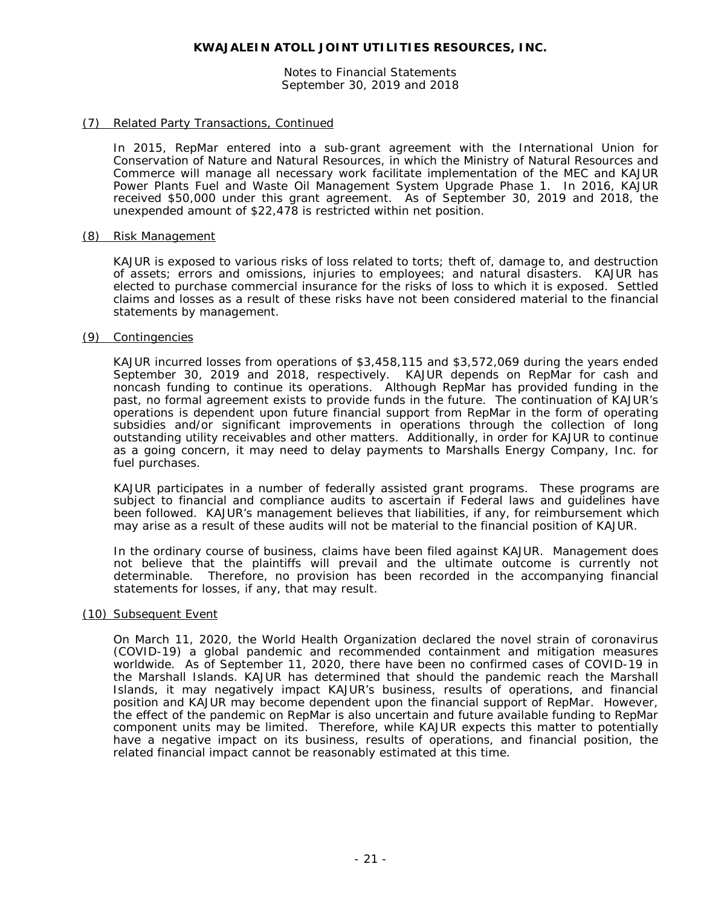## (7) Related Party Transactions, Continued

In 2015, RepMar entered into a sub-grant agreement with the International Union for Conservation of Nature and Natural Resources, in which the Ministry of Natural Resources and Commerce will manage all necessary work facilitate implementation of the MEC and KAJUR Power Plants Fuel and Waste Oil Management System Upgrade Phase 1. In 2016, KAJUR received $50,000 under this grant agreement. As of September 30, 2019 and 2018, the unexpended amount of $22,478 is restricted within net position.

## (8) Risk Management

KAJUR is exposed to various risks of loss related to torts; theft of, damage to, and destruction of assets; errors and omissions, injuries to employees; and natural disasters. KAJUR has elected to purchase commercial insurance for the risks of loss to which it is exposed. Settled claims and losses as a result of these risks have not been considered material to the financial statements by management.

## (9) Contingencies

KAJUR incurred losses from operations of $3,458,115 and $3,572,069 during the years ended September 30, 2019 and 2018, respectively. KAJUR depends on RepMar for cash and noncash funding to continue its operations. Although RepMar has provided funding in the past, no formal agreement exists to provide funds in the future. The continuation of KAJUR's operations is dependent upon future financial support from RepMar in the form of operating subsidies and/or significant improvements in operations through the collection of long outstanding utility receivables and other matters. Additionally, in order for KAJUR to continue as a going concern, it may need to delay payments to Marshalls Energy Company, Inc. for fuel purchases.

KAJUR participates in a number of federally assisted grant programs. These programs are subject to financial and compliance audits to ascertain if Federal laws and guidelines have been followed. KAJUR's management believes that liabilities, if any, for reimbursement which may arise as a result of these audits will not be material to the financial position of KAJUR.

In the ordinary course of business, claims have been filed against KAJUR. Management does not believe that the plaintiffs will prevail and the ultimate outcome is currently not determinable. Therefore, no provision has been recorded in the accompanying financial statements for losses, if any, that may result.

## (10) Subsequent Event

On March 11, 2020, the World Health Organization declared the novel strain of coronavirus (COVID-19) a global pandemic and recommended containment and mitigation measures worldwide. As of September 11, 2020, there have been no confirmed cases of COVID-19 in the Marshall Islands. KAJUR has determined that should the pandemic reach the Marshall Islands, it may negatively impact KAJUR's business, results of operations, and financial position and KAJUR may become dependent upon the financial support of RepMar. However, the effect of the pandemic on RepMar is also uncertain and future available funding to RepMar component units may be limited. Therefore, while KAJUR expects this matter to potentially have a negative impact on its business, results of operations, and financial position, the related financial impact cannot be reasonably estimated at this time.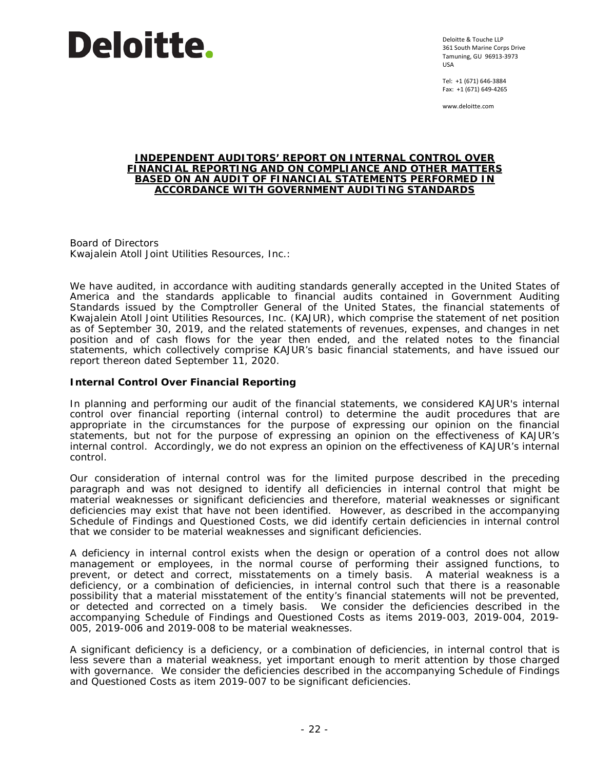**Deloitte.**

Deloitte & Touche LLP
361 South Marine Corps Drive
Tamuning, GU 96913-3973
USA

Tel: +1 (671) 646-3884
Fax: +1 (671) 649-4265

www.deloitte.com

## INDEPENDENT AUDITORS' REPORT ON INTERNAL CONTROL OVER FINANCIAL REPORTING AND ON COMPLIANCE AND OTHER MATTERS BASED ON AN AUDIT OF FINANCIAL STATEMENTS PERFORMED IN ACCORDANCE WITH GOVERNMENT AUDITING STANDARDS

Board of Directors
Kwajalein Atoll Joint Utilities Resources, Inc.:

We have audited, in accordance with auditing standards generally accepted in the United States of America and the standards applicable to financial audits contained in Government Auditing Standards issued by the Comptroller General of the United States, the financial statements of Kwajalein Atoll Joint Utilities Resources, Inc. (KAJUR), which comprise the statement of net position as of September 30, 2019, and the related statements of revenues, expenses, and changes in net position and of cash flows for the year then ended, and the related notes to the financial statements, which collectively comprise KAJUR's basic financial statements, and have issued our report thereon dated September 11, 2020.

**Internal Control Over Financial Reporting**

In planning and performing our audit of the financial statements, we considered KAJUR's internal control over financial reporting (internal control) to determine the audit procedures that are appropriate in the circumstances for the purpose of expressing our opinion on the financial statements, but not for the purpose of expressing an opinion on the effectiveness of KAJUR's internal control. Accordingly, we do not express an opinion on the effectiveness of KAJUR's internal control.

Our consideration of internal control was for the limited purpose described in the preceding paragraph and was not designed to identify all deficiencies in internal control that might be material weaknesses or significant deficiencies and therefore, material weaknesses or significant deficiencies may exist that have not been identified. However, as described in the accompanying Schedule of Findings and Questioned Costs, we did identify certain deficiencies in internal control that we consider to be material weaknesses and significant deficiencies.

A deficiency in internal control exists when the design or operation of a control does not allow management or employees, in the normal course of performing their assigned functions, to prevent, or detect and correct, misstatements on a timely basis. A material weakness is a deficiency, or a combination of deficiencies, in internal control such that there is a reasonable possibility that a material misstatement of the entity's financial statements will not be prevented, or detected and corrected on a timely basis. We consider the deficiencies described in the accompanying Schedule of Findings and Questioned Costs as items 2019-003, 2019-004, 2019-005, 2019-006 and 2019-008 to be material weaknesses.

A significant deficiency is a deficiency, or a combination of deficiencies, in internal control that is less severe than a material weakness, yet important enough to merit attention by those charged with governance. We consider the deficiencies described in the accompanying Schedule of Findings and Questioned Costs as item 2019-007 to be significant deficiencies.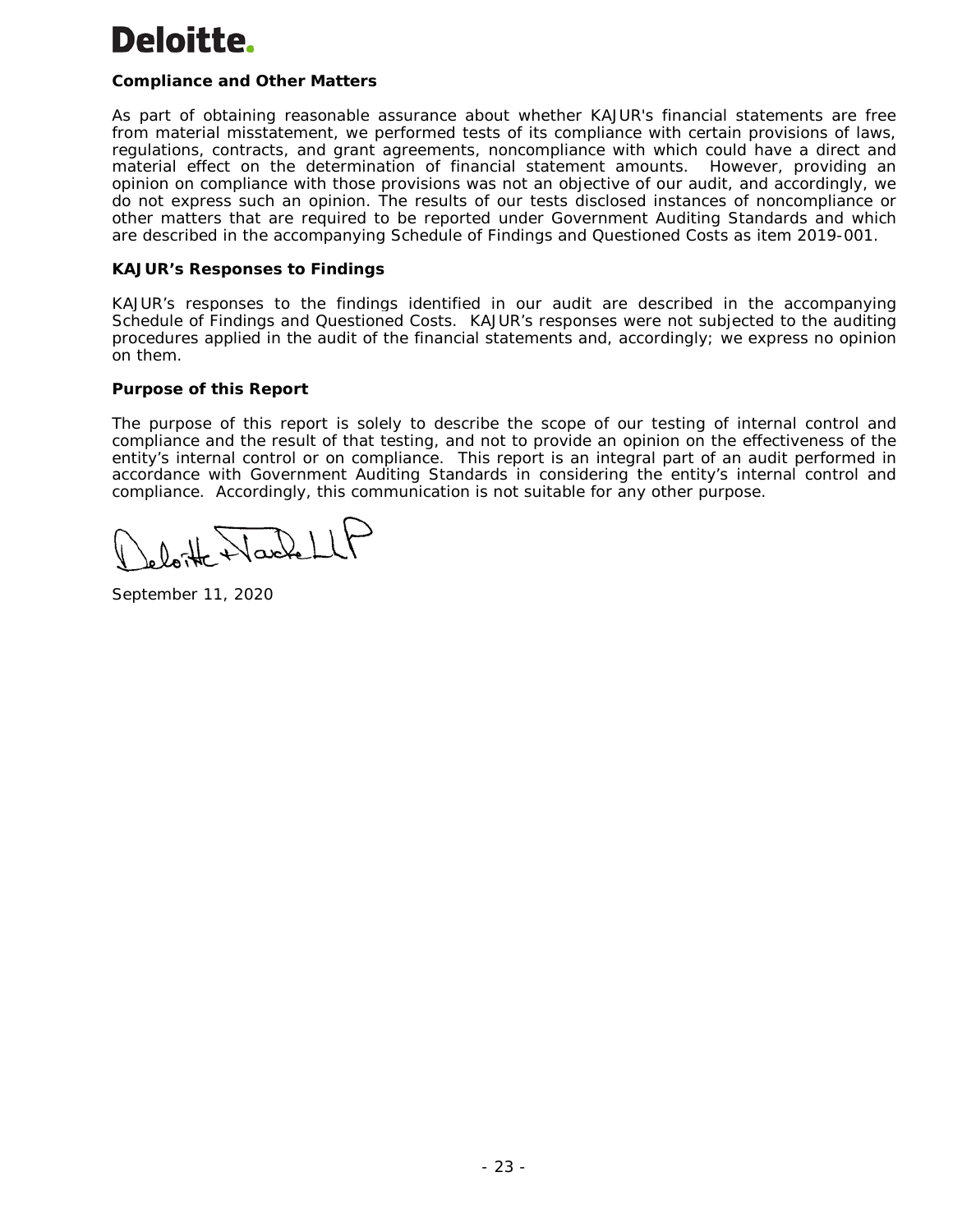**Compliance and Other Matters**

As part of obtaining reasonable assurance about whether KAJUR's financial statements are free from material misstatement, we performed tests of its compliance with certain provisions of laws, regulations, contracts, and grant agreements, noncompliance with which could have a direct and material effect on the determination of financial statement amounts. However, providing an opinion on compliance with those provisions was not an objective of our audit, and accordingly, we do not express such an opinion. The results of our tests disclosed instances of noncompliance or other matters that are required to be reported under Government Auditing Standards and which are described in the accompanying Schedule of Findings and Questioned Costs as item 2019-001.

**KAJUR's Responses to Findings**

KAJUR's responses to the findings identified in our audit are described in the accompanying Schedule of Findings and Questioned Costs. KAJUR's responses were not subjected to the auditing procedures applied in the audit of the financial statements and, accordingly; we express no opinion on them.

**Purpose of this Report**

The purpose of this report is solely to describe the scope of our testing of internal control and compliance and the result of that testing, and not to provide an opinion on the effectiveness of the entity's internal control or on compliance. This report is an integral part of an audit performed in accordance with Government Auditing Standards in considering the entity's internal control and compliance. Accordingly, this communication is not suitable for any other purpose.

Deloitte & Touche LLP

September 11, 2020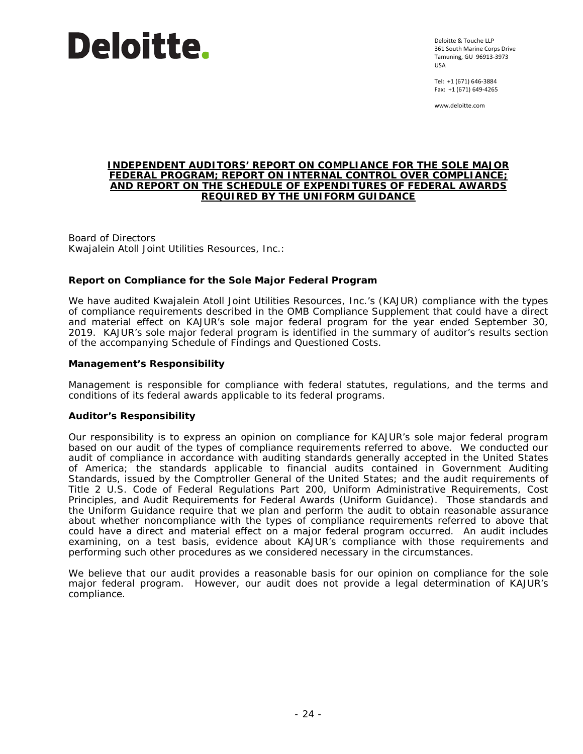Deloitte.

Deloitte & Touche LLP
361 South Marine Corps Drive
Tamuning, GU 96913-3973
USA

Tel: +1 (671) 646-3884
Fax: +1 (671) 649-4265

www.deloitte.com

# INDEPENDENT AUDITORS' REPORT ON COMPLIANCE FOR THE SOLE MAJOR FEDERAL PROGRAM; REPORT ON INTERNAL CONTROL OVER COMPLIANCE; AND REPORT ON THE SCHEDULE OF EXPENDITURES OF FEDERAL AWARDS REQUIRED BY THE UNIFORM GUIDANCE

Board of Directors
Kwajalein Atoll Joint Utilities Resources, Inc.:

## Report on Compliance for the Sole Major Federal Program

We have audited Kwajalein Atoll Joint Utilities Resources, Inc.'s (KAJUR) compliance with the types of compliance requirements described in the OMB Compliance Supplement that could have a direct and material effect on KAJUR's sole major federal program for the year ended September 30, 2019. KAJUR's sole major federal program is identified in the summary of auditor's results section of the accompanying Schedule of Findings and Questioned Costs.

## Management's Responsibility

Management is responsible for compliance with federal statutes, regulations, and the terms and conditions of its federal awards applicable to its federal programs.

## Auditor's Responsibility

Our responsibility is to express an opinion on compliance for KAJUR's sole major federal program based on our audit of the types of compliance requirements referred to above. We conducted our audit of compliance in accordance with auditing standards generally accepted in the United States of America; the standards applicable to financial audits contained in Government Auditing Standards, issued by the Comptroller General of the United States; and the audit requirements of Title 2 U.S. Code of Federal Regulations Part 200, Uniform Administrative Requirements, Cost Principles, and Audit Requirements for Federal Awards (Uniform Guidance). Those standards and the Uniform Guidance require that we plan and perform the audit to obtain reasonable assurance about whether noncompliance with the types of compliance requirements referred to above that could have a direct and material effect on a major federal program occurred. An audit includes examining, on a test basis, evidence about KAJUR's compliance with those requirements and performing such other procedures as we considered necessary in the circumstances.

We believe that our audit provides a reasonable basis for our opinion on compliance for the sole major federal program. However, our audit does not provide a legal determination of KAJUR's compliance.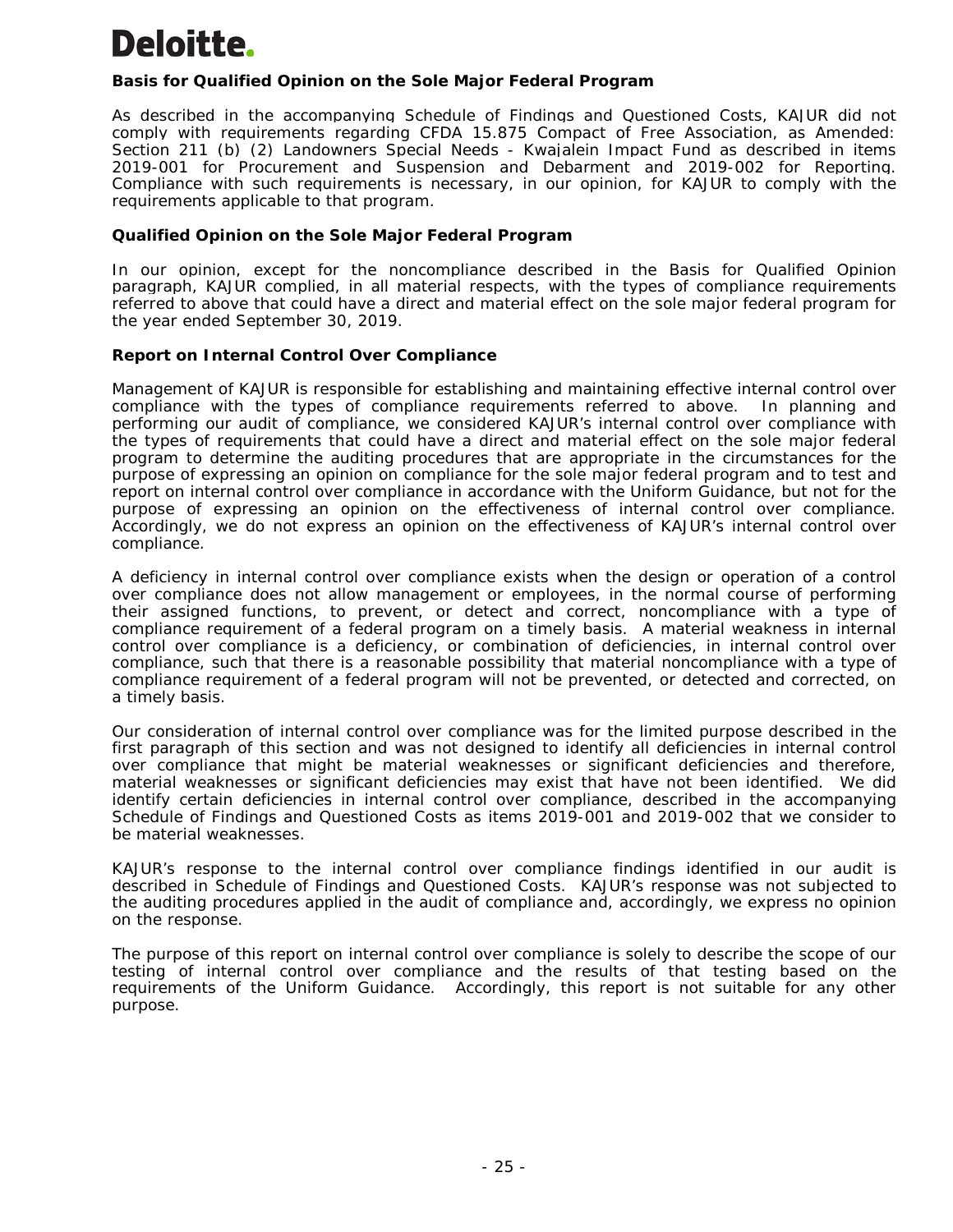### Basis for Qualified Opinion on the Sole Major Federal Program

As described in the accompanying Schedule of Findings and Questioned Costs, KAJUR did not comply with requirements regarding CFDA 15.875 Compact of Free Association, as Amended: Section 211 (b) (2) Landowners Special Needs - Kwajalein Impact Fund as described in items 2019-001 for Procurement and Suspension and Debarment and 2019-002 for Reporting. Compliance with such requirements is necessary, in our opinion, for KAJUR to comply with the requirements applicable to that program.

### Qualified Opinion on the Sole Major Federal Program

In our opinion, except for the noncompliance described in the Basis for Qualified Opinion paragraph, KAJUR complied, in all material respects, with the types of compliance requirements referred to above that could have a direct and material effect on the sole major federal program for the year ended September 30, 2019.

### Report on Internal Control Over Compliance

Management of KAJUR is responsible for establishing and maintaining effective internal control over compliance with the types of compliance requirements referred to above. In planning and performing our audit of compliance, we considered KAJUR's internal control over compliance with the types of requirements that could have a direct and material effect on the sole major federal program to determine the auditing procedures that are appropriate in the circumstances for the purpose of expressing an opinion on compliance for the sole major federal program and to test and report on internal control over compliance in accordance with the Uniform Guidance, but not for the purpose of expressing an opinion on the effectiveness of internal control over compliance. Accordingly, we do not express an opinion on the effectiveness of KAJUR's internal control over compliance.

A deficiency in internal control over compliance exists when the design or operation of a control over compliance does not allow management or employees, in the normal course of performing their assigned functions, to prevent, or detect and correct, noncompliance with a type of compliance requirement of a federal program on a timely basis. A material weakness in internal control over compliance is a deficiency, or combination of deficiencies, in internal control over compliance, such that there is a reasonable possibility that material noncompliance with a type of compliance requirement of a federal program will not be prevented, or detected and corrected, on a timely basis.

Our consideration of internal control over compliance was for the limited purpose described in the first paragraph of this section and was not designed to identify all deficiencies in internal control over compliance that might be material weaknesses or significant deficiencies and therefore, material weaknesses or significant deficiencies may exist that have not been identified. We did identify certain deficiencies in internal control over compliance, described in the accompanying Schedule of Findings and Questioned Costs as items 2019-001 and 2019-002 that we consider to be material weaknesses.

KAJUR's response to the internal control over compliance findings identified in our audit is described in Schedule of Findings and Questioned Costs. KAJUR's response was not subjected to the auditing procedures applied in the audit of compliance and, accordingly, we express no opinion on the response.

The purpose of this report on internal control over compliance is solely to describe the scope of our testing of internal control over compliance and the results of that testing based on the requirements of the Uniform Guidance. Accordingly, this report is not suitable for any other purpose.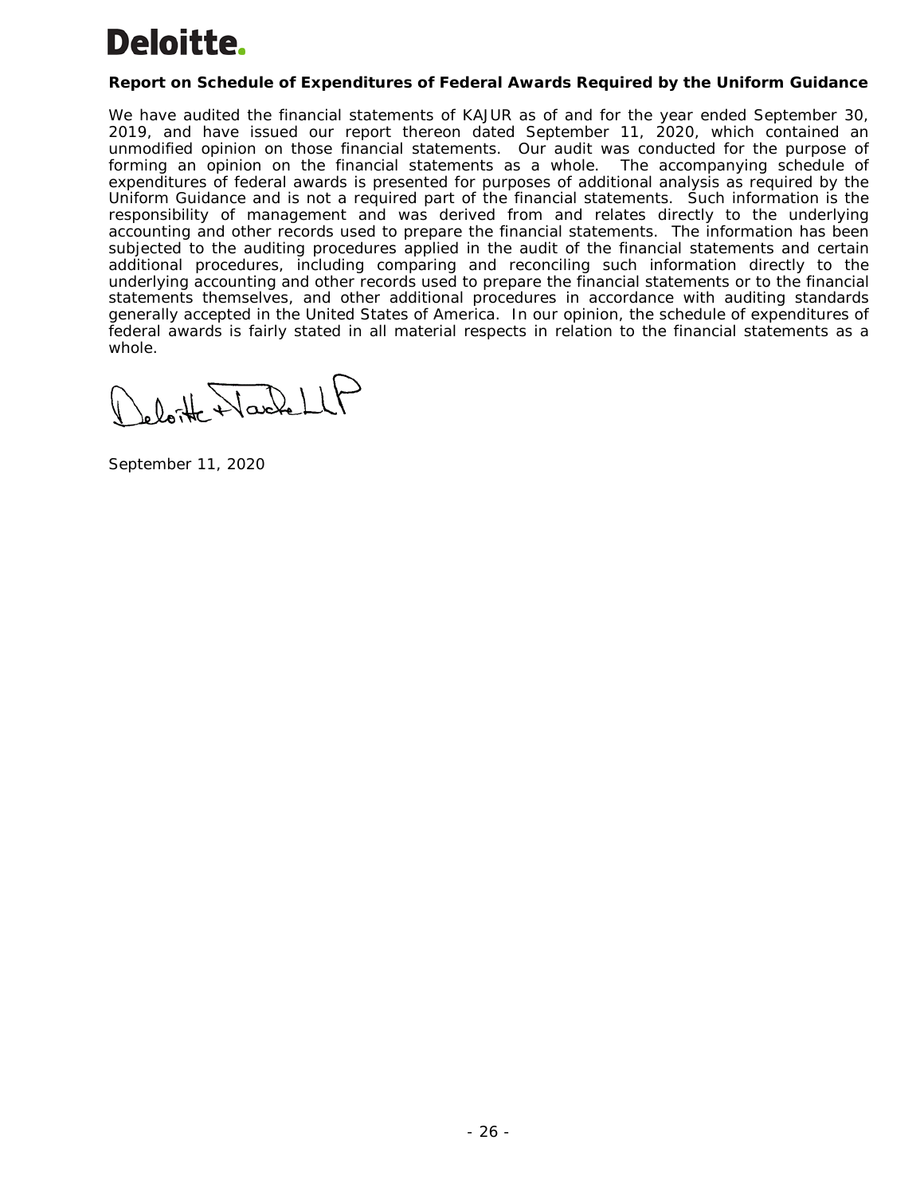**Deloitte.**

**Report on Schedule of Expenditures of Federal Awards Required by the Uniform Guidance**

We have audited the financial statements of KAJUR as of and for the year ended September 30, 2019, and have issued our report thereon dated September 11, 2020, which contained an unmodified opinion on those financial statements. Our audit was conducted for the purpose of forming an opinion on the financial statements as a whole. The accompanying schedule of expenditures of federal awards is presented for purposes of additional analysis as required by the Uniform Guidance and is not a required part of the financial statements. Such information is the responsibility of management and was derived from and relates directly to the underlying accounting and other records used to prepare the financial statements. The information has been subjected to the auditing procedures applied in the audit of the financial statements and certain additional procedures, including comparing and reconciling such information directly to the underlying accounting and other records used to prepare the financial statements or to the financial statements themselves, and other additional procedures in accordance with auditing standards generally accepted in the United States of America. In our opinion, the schedule of expenditures of federal awards is fairly stated in all material respects in relation to the financial statements as a whole.

Deloitte + Touche LLP

September 11, 2020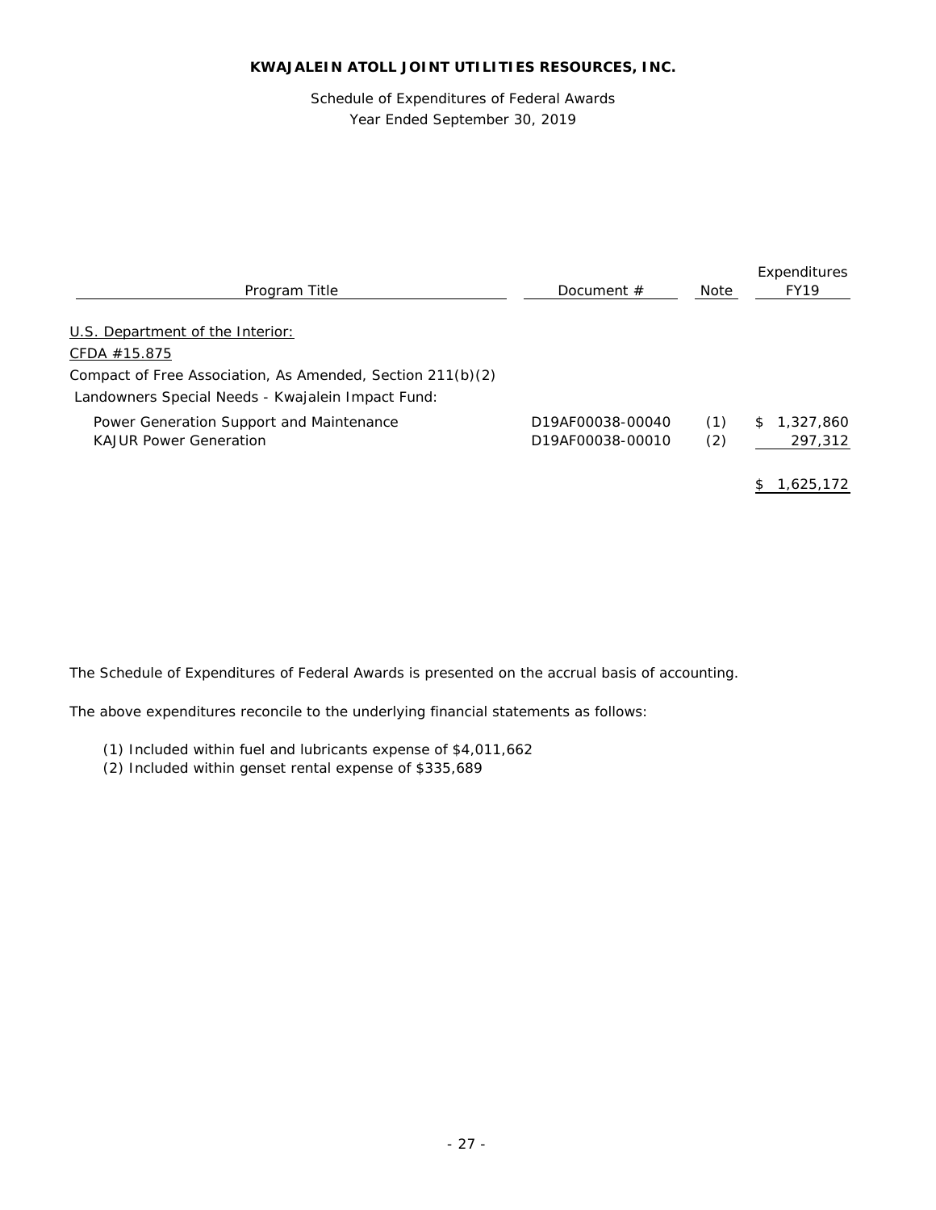**KWAJALEIN ATOLL JOINT UTILITIES RESOURCES, INC.**

Schedule of Expenditures of Federal Awards
Year Ended September 30, 2019

| Program Title | Document # | Note | Expenditures FY19 |
|---|---|---|---|
| U.S. Department of the Interior: | | | |
| CFDA #15.875 | | | |
| Compact of Free Association, As Amended, Section 211(b)(2) | | | |
| Landowners Special Needs - Kwajalein Impact Fund: | | | |
| Power Generation Support and Maintenance | D19AF00038-00040 | (1) | $ 1,327,860 |
| KAJUR Power Generation | D19AF00038-00010 | (2) | 297,312 |
| | | | $ 1,625,172 |

The Schedule of Expenditures of Federal Awards is presented on the accrual basis of accounting.

The above expenditures reconcile to the underlying financial statements as follows:

(1) Included within fuel and lubricants expense of $4,011,662
(2) Included within genset rental expense of $335,689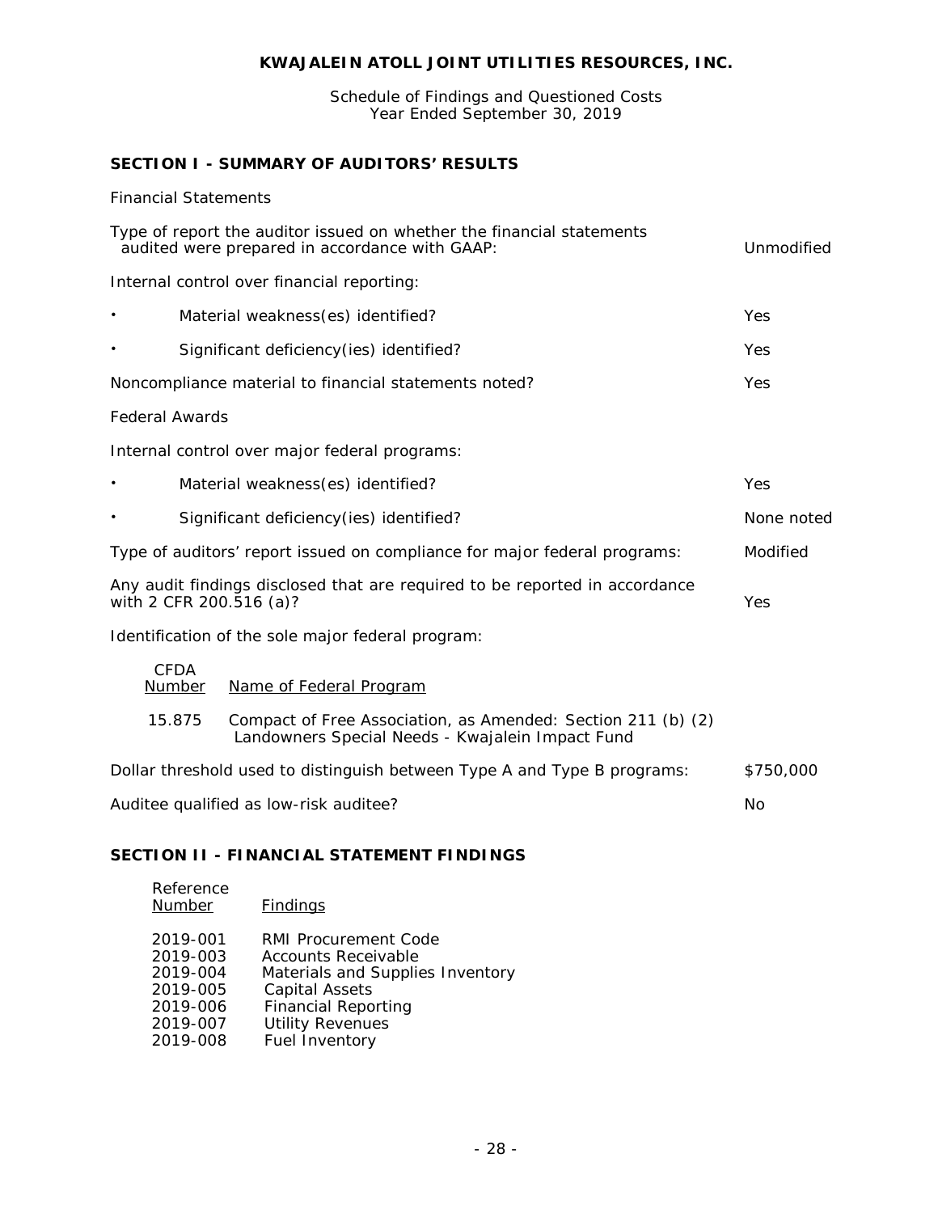## KWAJALEIN ATOLL JOINT UTILITIES RESOURCES, INC.

Schedule of Findings and Questioned Costs
Year Ended September 30, 2019

### SECTION I - SUMMARY OF AUDITORS' RESULTS

Financial Statements

| | |
|---|---|
| Type of report the auditor issued on whether the financial statements audited were prepared in accordance with GAAP: | Unmodified |
| Internal control over financial reporting: | |
| • Material weakness(es) identified? | Yes |
| • Significant deficiency(ies) identified? | Yes |
| Noncompliance material to financial statements noted? | Yes |

Federal Awards

| | |
|---|---|
| Internal control over major federal programs: | |
| • Material weakness(es) identified? | Yes |
| • Significant deficiency(ies) identified? | None noted |
| Type of auditors' report issued on compliance for major federal programs: | Modified |
| Any audit findings disclosed that are required to be reported in accordance with 2 CFR 200.516 (a)? | Yes |

Identification of the sole major federal program:

| CFDA Number | Name of Federal Program |
|---|---|
| 15.875 | Compact of Free Association, as Amended: Section 211 (b) (2) Landowners Special Needs - Kwajalein Impact Fund |

| | |
|---|---|
| Dollar threshold used to distinguish between Type A and Type B programs: | $750,000 |
| Auditee qualified as low-risk auditee? | No |

### SECTION II - FINANCIAL STATEMENT FINDINGS

| Reference Number | Findings |
|---|---|
| 2019-001 | RMI Procurement Code |
| 2019-003 | Accounts Receivable |
| 2019-004 | Materials and Supplies Inventory |
| 2019-005 | Capital Assets |
| 2019-006 | Financial Reporting |
| 2019-007 | Utility Revenues |
| 2019-008 | Fuel Inventory |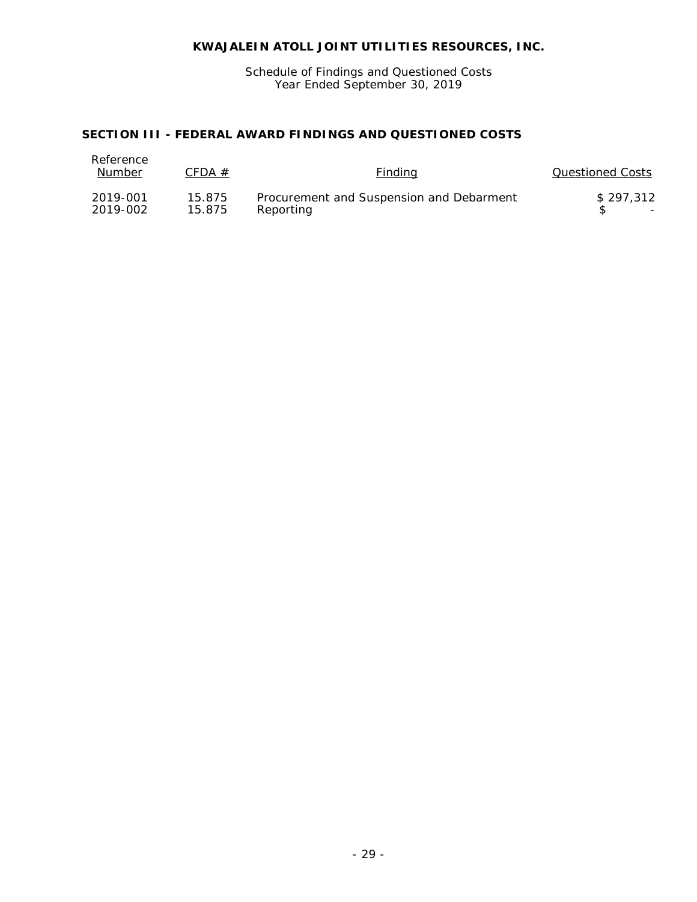**KWAJALEIN ATOLL JOINT UTILITIES RESOURCES, INC.**

Schedule of Findings and Questioned Costs
Year Ended September 30, 2019

## SECTION III - FEDERAL AWARD FINDINGS AND QUESTIONED COSTS

| Reference Number | CFDA # | Finding | Questioned Costs |
|---|---|---|---|
| 2019-001 | 15.875 | Procurement and Suspension and Debarment | $ 297,312 |
| 2019-002 | 15.875 | Reporting | $ - |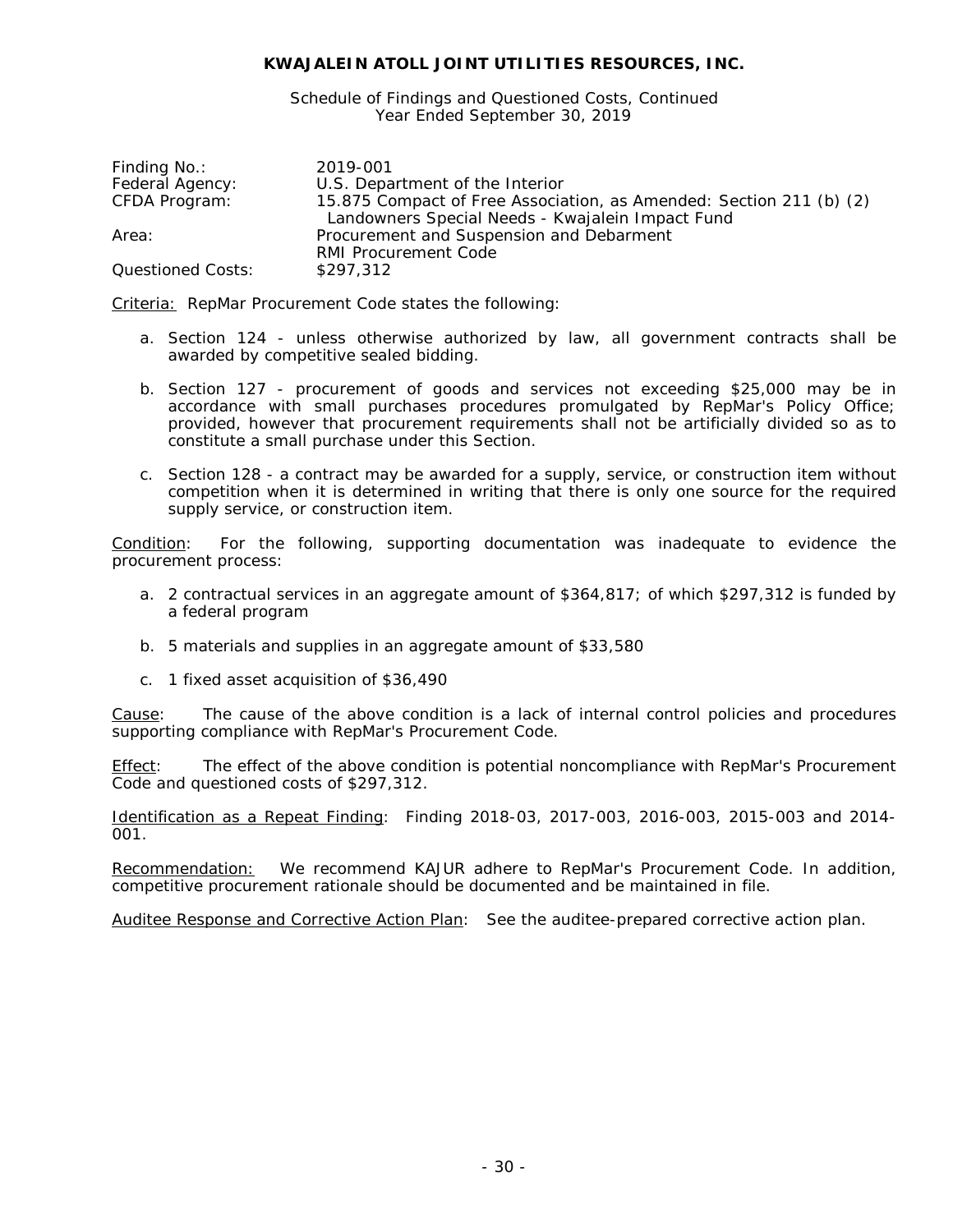**KWAJALEIN ATOLL JOINT UTILITIES RESOURCES, INC.**

Schedule of Findings and Questioned Costs, Continued
Year Ended September 30, 2019

| | |
|---|---|
| Finding No.: | 2019-001 |
| Federal Agency: | U.S. Department of the Interior |
| CFDA Program: | 15.875 Compact of Free Association, as Amended: Section 211 (b) (2) Landowners Special Needs - Kwajalein Impact Fund |
| Area: | Procurement and Suspension and Debarment RMI Procurement Code |
| Questioned Costs: | $297,312 |

Criteria: RepMar Procurement Code states the following:

a. Section 124 - unless otherwise authorized by law, all government contracts shall be awarded by competitive sealed bidding.

b. Section 127 - procurement of goods and services not exceeding $25,000 may be in accordance with small purchases procedures promulgated by RepMar's Policy Office; provided, however that procurement requirements shall not be artificially divided so as to constitute a small purchase under this Section.

c. Section 128 - a contract may be awarded for a supply, service, or construction item without competition when it is determined in writing that there is only one source for the required supply service, or construction item.

Condition: For the following, supporting documentation was inadequate to evidence the procurement process:

a. 2 contractual services in an aggregate amount of $364,817; of which $297,312 is funded by a federal program

b. 5 materials and supplies in an aggregate amount of $33,580

c. 1 fixed asset acquisition of $36,490

Cause: The cause of the above condition is a lack of internal control policies and procedures supporting compliance with RepMar's Procurement Code.

Effect: The effect of the above condition is potential noncompliance with RepMar's Procurement Code and questioned costs of $297,312.

Identification as a Repeat Finding: Finding 2018-03, 2017-003, 2016-003, 2015-003 and 2014-001.

Recommendation: We recommend KAJUR adhere to RepMar's Procurement Code. In addition, competitive procurement rationale should be documented and be maintained in file.

Auditee Response and Corrective Action Plan: See the auditee-prepared corrective action plan.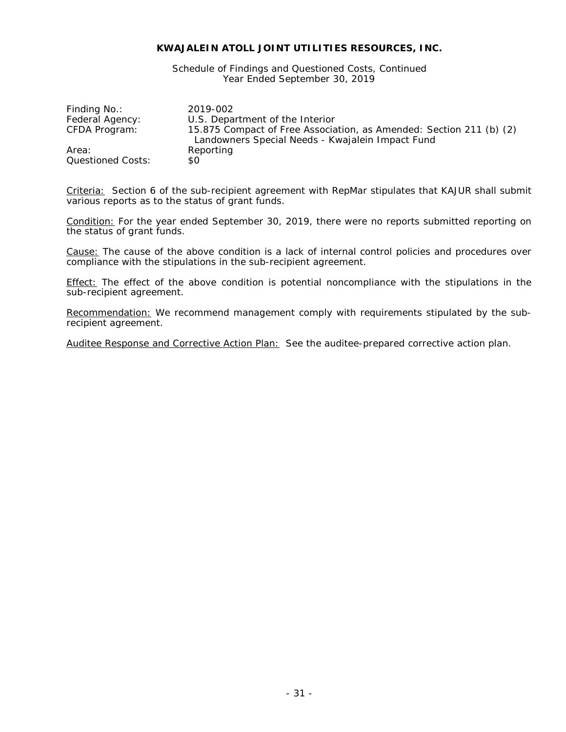**KWAJALEIN ATOLL JOINT UTILITIES RESOURCES, INC.**

Schedule of Findings and Questioned Costs, Continued
Year Ended September 30, 2019

| | |
|---|---|
| Finding No.: | 2019-002 |
| Federal Agency: | U.S. Department of the Interior |
| CFDA Program: | 15.875 Compact of Free Association, as Amended: Section 211 (b) (2) Landowners Special Needs - Kwajalein Impact Fund |
| Area: | Reporting |
| Questioned Costs: | $0 |

Criteria: Section 6 of the sub-recipient agreement with RepMar stipulates that KAJUR shall submit various reports as to the status of grant funds.

Condition: For the year ended September 30, 2019, there were no reports submitted reporting on the status of grant funds.

Cause: The cause of the above condition is a lack of internal control policies and procedures over compliance with the stipulations in the sub-recipient agreement.

Effect: The effect of the above condition is potential noncompliance with the stipulations in the sub-recipient agreement.

Recommendation: We recommend management comply with requirements stipulated by the sub-recipient agreement.

Auditee Response and Corrective Action Plan: See the auditee-prepared corrective action plan.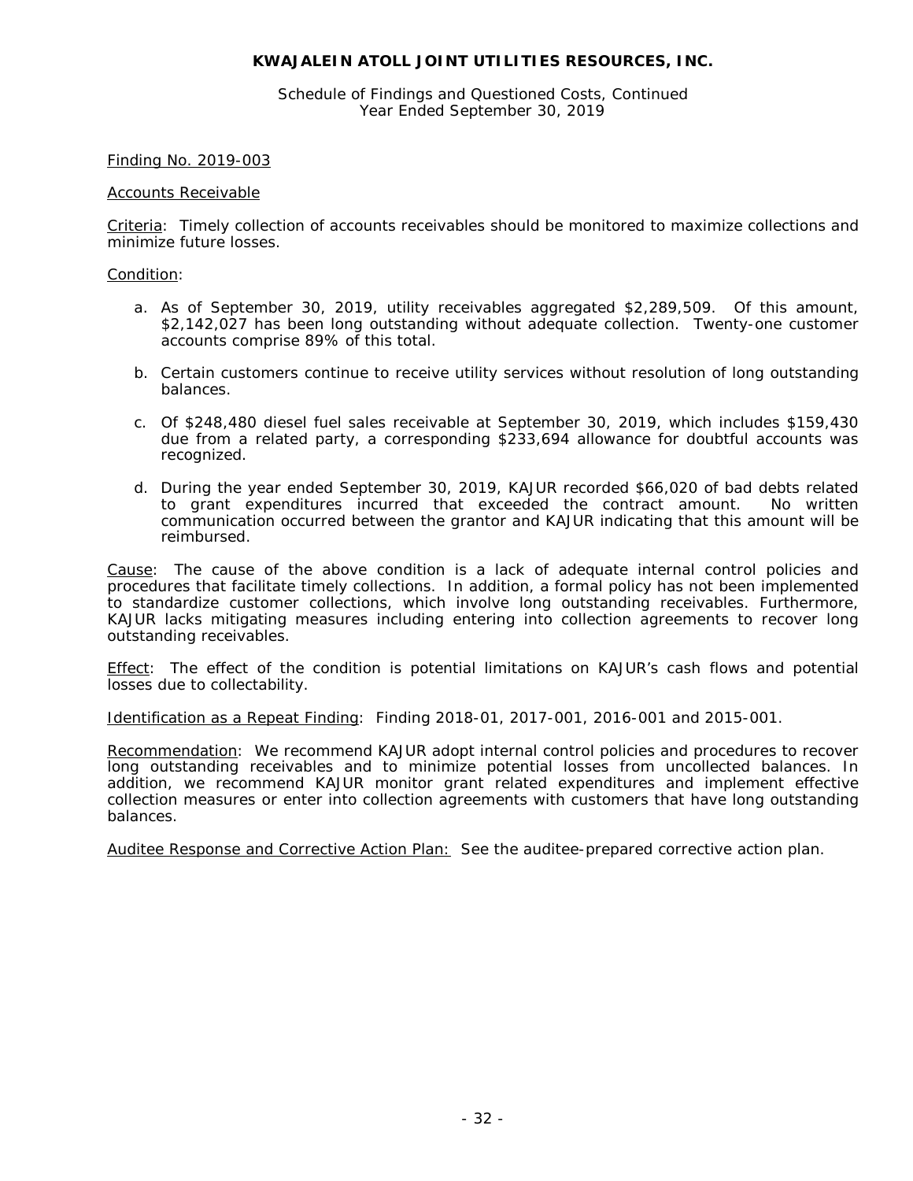**KWAJALEIN ATOLL JOINT UTILITIES RESOURCES, INC.**

Schedule of Findings and Questioned Costs, Continued
Year Ended September 30, 2019

Finding No. 2019-003

Accounts Receivable

Criteria: Timely collection of accounts receivables should be monitored to maximize collections and minimize future losses.

Condition:

a. As of September 30, 2019, utility receivables aggregated $2,289,509. Of this amount, $2,142,027 has been long outstanding without adequate collection. Twenty-one customer accounts comprise 89% of this total.

b. Certain customers continue to receive utility services without resolution of long outstanding balances.

c. Of $248,480 diesel fuel sales receivable at September 30, 2019, which includes $159,430 due from a related party, a corresponding $233,694 allowance for doubtful accounts was recognized.

d. During the year ended September 30, 2019, KAJUR recorded $66,020 of bad debts related to grant expenditures incurred that exceeded the contract amount. No written communication occurred between the grantor and KAJUR indicating that this amount will be reimbursed.

Cause: The cause of the above condition is a lack of adequate internal control policies and procedures that facilitate timely collections. In addition, a formal policy has not been implemented to standardize customer collections, which involve long outstanding receivables. Furthermore, KAJUR lacks mitigating measures including entering into collection agreements to recover long outstanding receivables.

Effect: The effect of the condition is potential limitations on KAJUR's cash flows and potential losses due to collectability.

Identification as a Repeat Finding: Finding 2018-01, 2017-001, 2016-001 and 2015-001.

Recommendation: We recommend KAJUR adopt internal control policies and procedures to recover long outstanding receivables and to minimize potential losses from uncollected balances. In addition, we recommend KAJUR monitor grant related expenditures and implement effective collection measures or enter into collection agreements with customers that have long outstanding balances.

Auditee Response and Corrective Action Plan: See the auditee-prepared corrective action plan.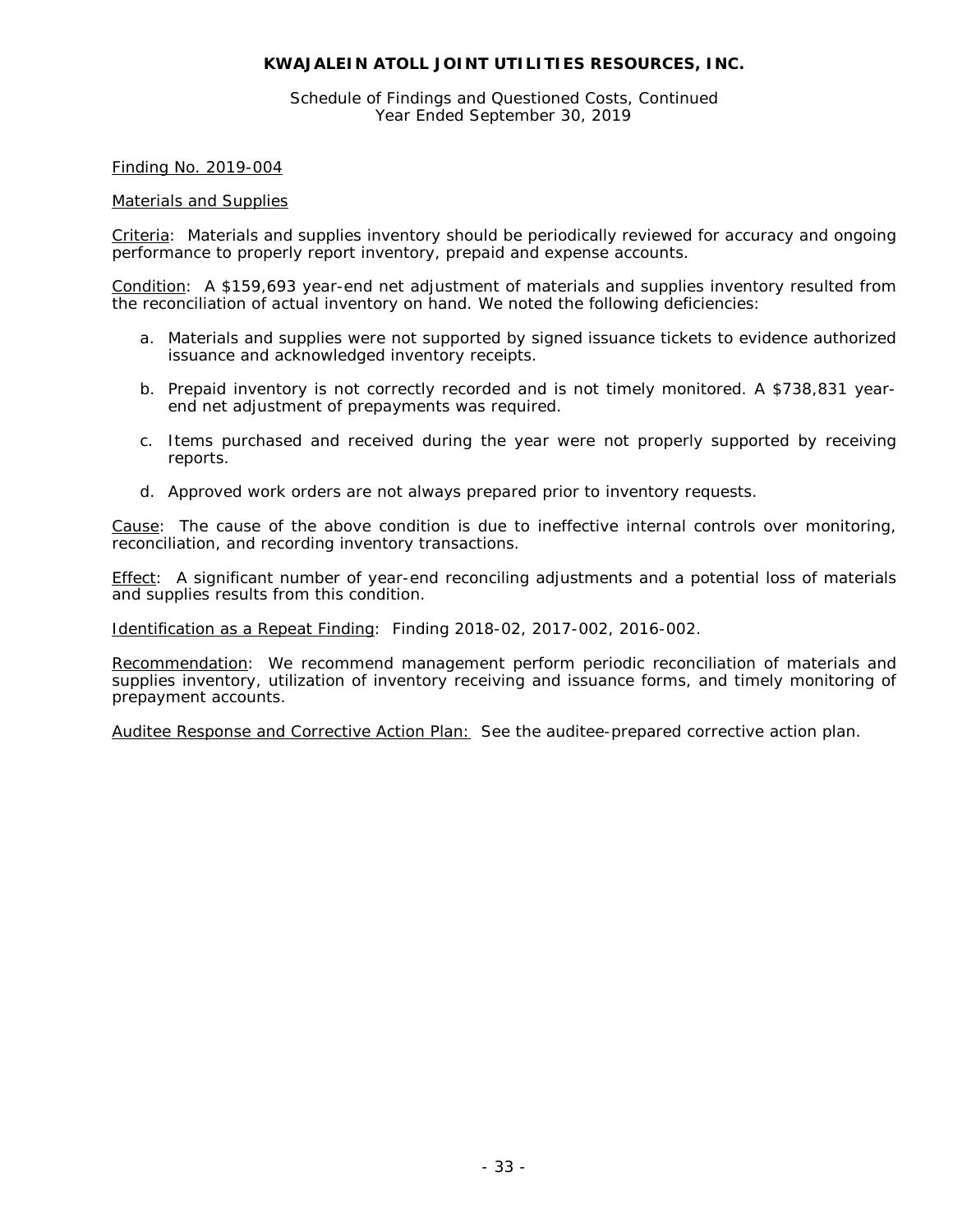**KWAJALEIN ATOLL JOINT UTILITIES RESOURCES, INC.**

Schedule of Findings and Questioned Costs, Continued
Year Ended September 30, 2019

Finding No. 2019-004

Materials and Supplies

Criteria: Materials and supplies inventory should be periodically reviewed for accuracy and ongoing performance to properly report inventory, prepaid and expense accounts.

Condition: A $159,693 year-end net adjustment of materials and supplies inventory resulted from the reconciliation of actual inventory on hand. We noted the following deficiencies:

a. Materials and supplies were not supported by signed issuance tickets to evidence authorized issuance and acknowledged inventory receipts.

b. Prepaid inventory is not correctly recorded and is not timely monitored. A $738,831 year-end net adjustment of prepayments was required.

c. Items purchased and received during the year were not properly supported by receiving reports.

d. Approved work orders are not always prepared prior to inventory requests.

Cause: The cause of the above condition is due to ineffective internal controls over monitoring, reconciliation, and recording inventory transactions.

Effect: A significant number of year-end reconciling adjustments and a potential loss of materials and supplies results from this condition.

Identification as a Repeat Finding: Finding 2018-02, 2017-002, 2016-002.

Recommendation: We recommend management perform periodic reconciliation of materials and supplies inventory, utilization of inventory receiving and issuance forms, and timely monitoring of prepayment accounts.

Auditee Response and Corrective Action Plan: See the auditee-prepared corrective action plan.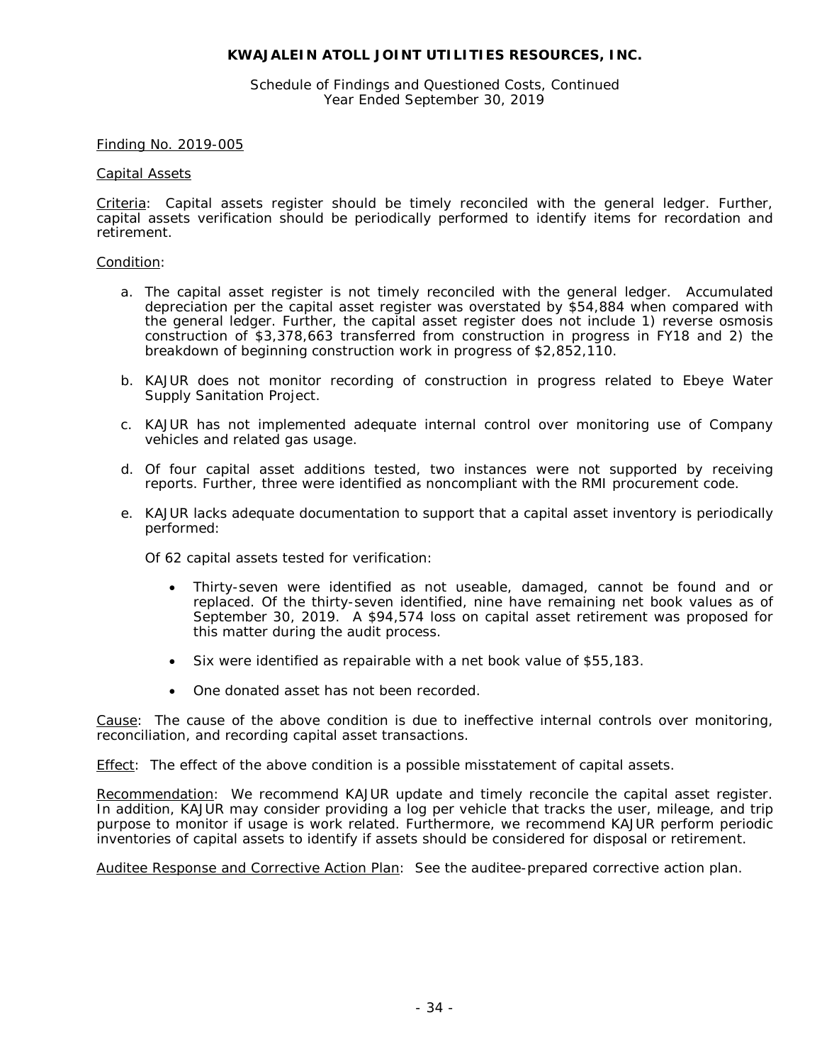# KWAJALEIN ATOLL JOINT UTILITIES RESOURCES, INC.

Schedule of Findings and Questioned Costs, Continued
Year Ended September 30, 2019

Finding No. 2019-005

Capital Assets

Criteria: Capital assets register should be timely reconciled with the general ledger. Further, capital assets verification should be periodically performed to identify items for recordation and retirement.

Condition:

a. The capital asset register is not timely reconciled with the general ledger. Accumulated depreciation per the capital asset register was overstated by $54,884 when compared with the general ledger. Further, the capital asset register does not include 1) reverse osmosis construction of $3,378,663 transferred from construction in progress in FY18 and 2) the breakdown of beginning construction work in progress of $2,852,110.

b. KAJUR does not monitor recording of construction in progress related to Ebeye Water Supply Sanitation Project.

c. KAJUR has not implemented adequate internal control over monitoring use of Company vehicles and related gas usage.

d. Of four capital asset additions tested, two instances were not supported by receiving reports. Further, three were identified as noncompliant with the RMI procurement code.

e. KAJUR lacks adequate documentation to support that a capital asset inventory is periodically performed:

   Of 62 capital assets tested for verification:

   - Thirty-seven were identified as not useable, damaged, cannot be found and or replaced. Of the thirty-seven identified, nine have remaining net book values as of September 30, 2019. A $94,574 loss on capital asset retirement was proposed for this matter during the audit process.

   - Six were identified as repairable with a net book value of $55,183.

   - One donated asset has not been recorded.

Cause: The cause of the above condition is due to ineffective internal controls over monitoring, reconciliation, and recording capital asset transactions.

Effect: The effect of the above condition is a possible misstatement of capital assets.

Recommendation: We recommend KAJUR update and timely reconcile the capital asset register. In addition, KAJUR may consider providing a log per vehicle that tracks the user, mileage, and trip purpose to monitor if usage is work related. Furthermore, we recommend KAJUR perform periodic inventories of capital assets to identify if assets should be considered for disposal or retirement.

Auditee Response and Corrective Action Plan: See the auditee-prepared corrective action plan.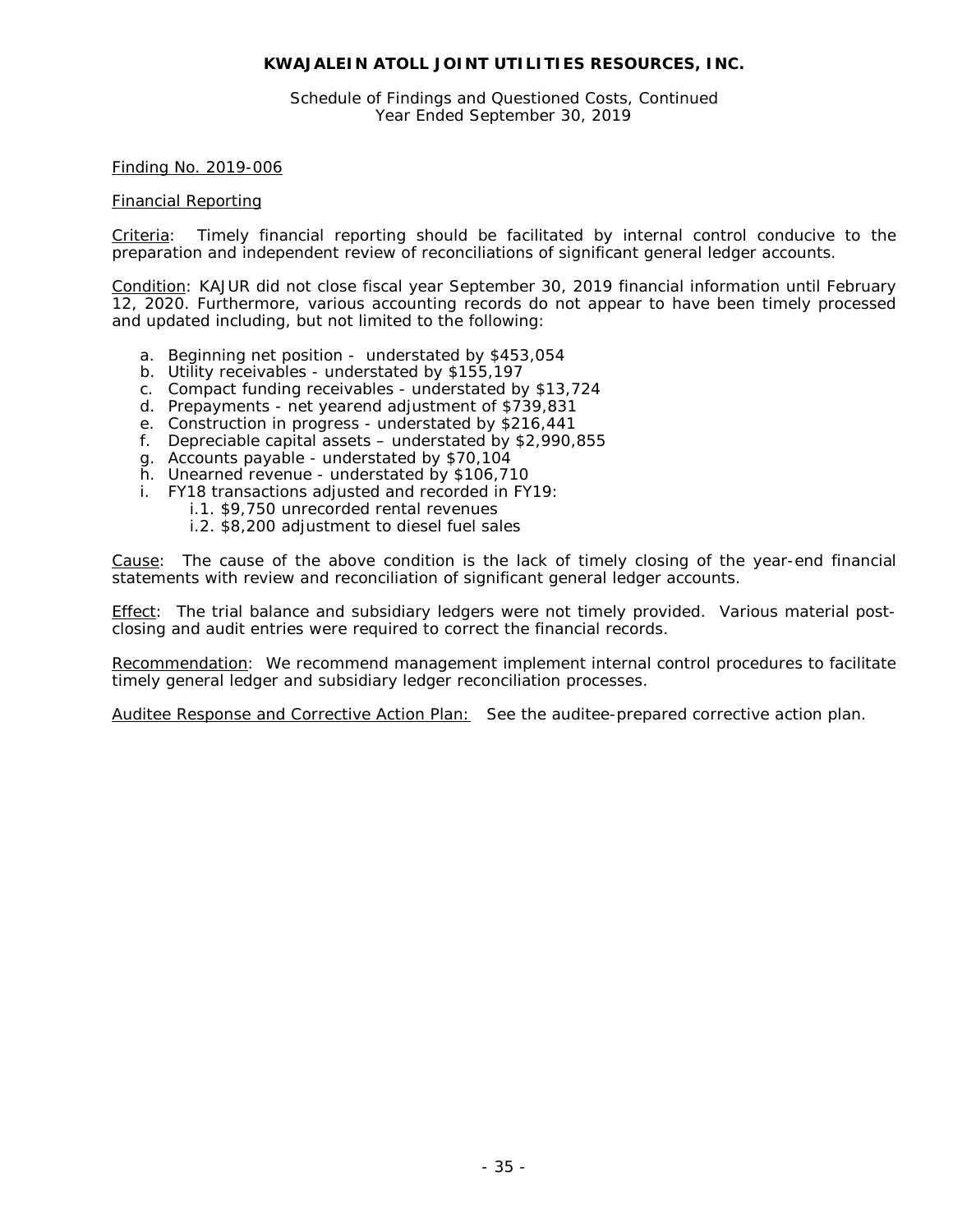**KWAJALEIN ATOLL JOINT UTILITIES RESOURCES, INC.**

Schedule of Findings and Questioned Costs, Continued
Year Ended September 30, 2019

Finding No. 2019-006

Financial Reporting

Criteria: Timely financial reporting should be facilitated by internal control conducive to the preparation and independent review of reconciliations of significant general ledger accounts.

Condition: KAJUR did not close fiscal year September 30, 2019 financial information until February 12, 2020. Furthermore, various accounting records do not appear to have been timely processed and updated including, but not limited to the following:

a. Beginning net position - understated by $453,054
b. Utility receivables - understated by $155,197
c. Compact funding receivables - understated by $13,724
d. Prepayments - net yearend adjustment of $739,831
e. Construction in progress - understated by $216,441
f. Depreciable capital assets – understated by $2,990,855
g. Accounts payable - understated by $70,104
h. Unearned revenue - understated by $106,710
i. FY18 transactions adjusted and recorded in FY19:
    i.1. $9,750 unrecorded rental revenues
    i.2. $8,200 adjustment to diesel fuel sales

Cause: The cause of the above condition is the lack of timely closing of the year-end financial statements with review and reconciliation of significant general ledger accounts.

Effect: The trial balance and subsidiary ledgers were not timely provided. Various material post-closing and audit entries were required to correct the financial records.

Recommendation: We recommend management implement internal control procedures to facilitate timely general ledger and subsidiary ledger reconciliation processes.

Auditee Response and Corrective Action Plan: See the auditee-prepared corrective action plan.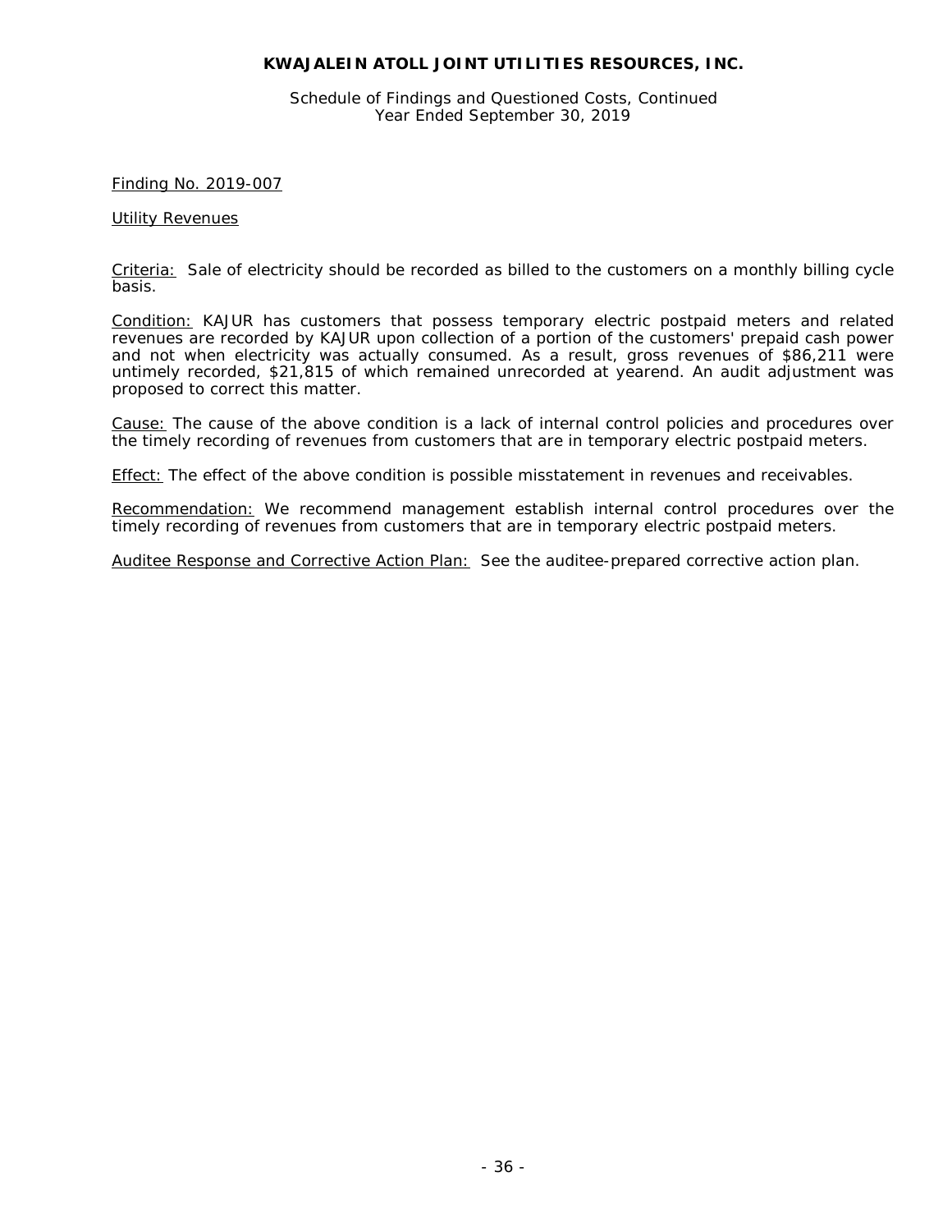# KWAJALEIN ATOLL JOINT UTILITIES RESOURCES, INC.

Schedule of Findings and Questioned Costs, Continued
Year Ended September 30, 2019

Finding No. 2019-007

Utility Revenues

Criteria: Sale of electricity should be recorded as billed to the customers on a monthly billing cycle basis.

Condition: KAJUR has customers that possess temporary electric postpaid meters and related revenues are recorded by KAJUR upon collection of a portion of the customers' prepaid cash power and not when electricity was actually consumed. As a result, gross revenues of $86,211 were untimely recorded, $21,815 of which remained unrecorded at yearend. An audit adjustment was proposed to correct this matter.

Cause: The cause of the above condition is a lack of internal control policies and procedures over the timely recording of revenues from customers that are in temporary electric postpaid meters.

Effect: The effect of the above condition is possible misstatement in revenues and receivables.

Recommendation: We recommend management establish internal control procedures over the timely recording of revenues from customers that are in temporary electric postpaid meters.

Auditee Response and Corrective Action Plan: See the auditee-prepared corrective action plan.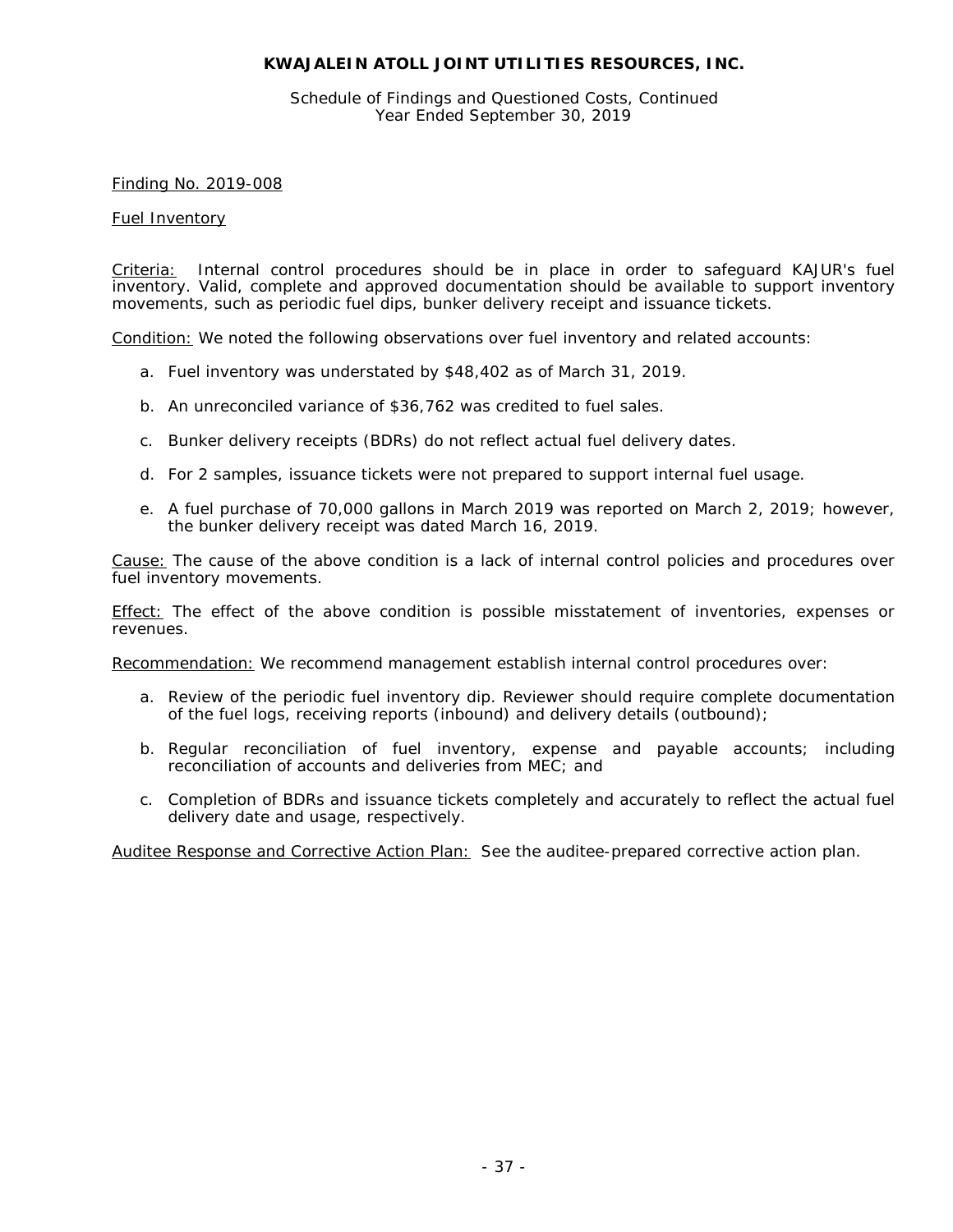**KWAJALEIN ATOLL JOINT UTILITIES RESOURCES, INC.**

Schedule of Findings and Questioned Costs, Continued
Year Ended September 30, 2019

Finding No. 2019-008

Fuel Inventory

Criteria: Internal control procedures should be in place in order to safeguard KAJUR's fuel inventory. Valid, complete and approved documentation should be available to support inventory movements, such as periodic fuel dips, bunker delivery receipt and issuance tickets.

Condition: We noted the following observations over fuel inventory and related accounts:

a. Fuel inventory was understated by $48,402 as of March 31, 2019.

b. An unreconciled variance of $36,762 was credited to fuel sales.

c. Bunker delivery receipts (BDRs) do not reflect actual fuel delivery dates.

d. For 2 samples, issuance tickets were not prepared to support internal fuel usage.

e. A fuel purchase of 70,000 gallons in March 2019 was reported on March 2, 2019; however, the bunker delivery receipt was dated March 16, 2019.

Cause: The cause of the above condition is a lack of internal control policies and procedures over fuel inventory movements.

Effect: The effect of the above condition is possible misstatement of inventories, expenses or revenues.

Recommendation: We recommend management establish internal control procedures over:

a. Review of the periodic fuel inventory dip. Reviewer should require complete documentation of the fuel logs, receiving reports (inbound) and delivery details (outbound);

b. Regular reconciliation of fuel inventory, expense and payable accounts; including reconciliation of accounts and deliveries from MEC; and

c. Completion of BDRs and issuance tickets completely and accurately to reflect the actual fuel delivery date and usage, respectively.

Auditee Response and Corrective Action Plan: See the auditee-prepared corrective action plan.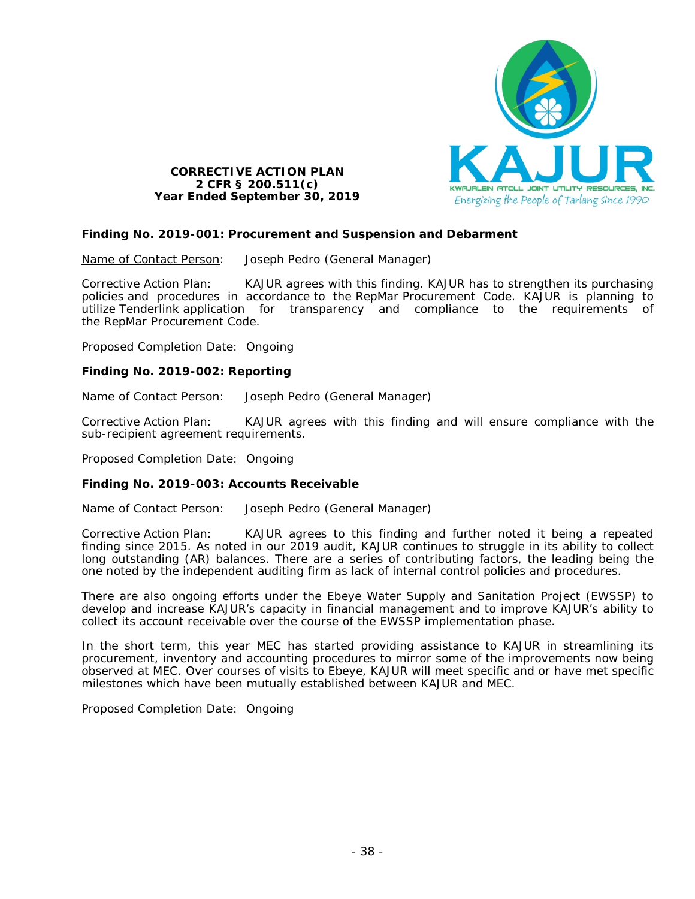**CORRECTIVE ACTION PLAN**
**2 CFR § 200.511(c)**
**Year Ended September 30, 2019**

KAJUR
KWAJALEIN ATOLL JOINT UTILITY RESOURCES, INC.
*Energizing the People of Tarlang since 1990*

**Finding No. 2019-001: Procurement and Suspension and Debarment**

Name of Contact Person: Joseph Pedro (General Manager)

Corrective Action Plan: KAJUR agrees with this finding. KAJUR has to strengthen its purchasing policies and procedures in accordance to the RepMar Procurement Code. KAJUR is planning to utilize Tenderlink application for transparency and compliance to the requirements of the RepMar Procurement Code.

Proposed Completion Date: Ongoing

**Finding No. 2019-002: Reporting**

Name of Contact Person: Joseph Pedro (General Manager)

Corrective Action Plan: KAJUR agrees with this finding and will ensure compliance with the sub-recipient agreement requirements.

Proposed Completion Date: Ongoing

**Finding No. 2019-003: Accounts Receivable**

Name of Contact Person: Joseph Pedro (General Manager)

Corrective Action Plan: KAJUR agrees to this finding and further noted it being a repeated finding since 2015. As noted in our 2019 audit, KAJUR continues to struggle in its ability to collect long outstanding (AR) balances. There are a series of contributing factors, the leading being the one noted by the independent auditing firm as lack of internal control policies and procedures.

There are also ongoing efforts under the Ebeye Water Supply and Sanitation Project (EWSSP) to develop and increase KAJUR's capacity in financial management and to improve KAJUR's ability to collect its account receivable over the course of the EWSSP implementation phase.

In the short term, this year MEC has started providing assistance to KAJUR in streamlining its procurement, inventory and accounting procedures to mirror some of the improvements now being observed at MEC. Over courses of visits to Ebeye, KAJUR will meet specific and or have met specific milestones which have been mutually established between KAJUR and MEC.

Proposed Completion Date: Ongoing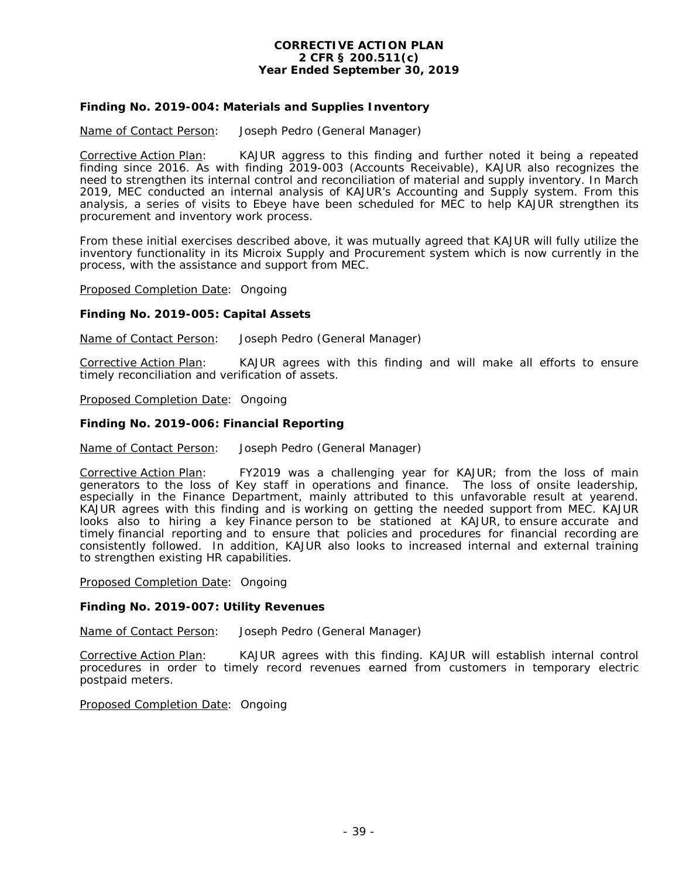**CORRECTIVE ACTION PLAN**
**2 CFR § 200.511(c)**
**Year Ended September 30, 2019**

### Finding No. 2019-004: Materials and Supplies Inventory

Name of Contact Person: Joseph Pedro (General Manager)

Corrective Action Plan: KAJUR aggress to this finding and further noted it being a repeated finding since 2016. As with finding 2019-003 (Accounts Receivable), KAJUR also recognizes the need to strengthen its internal control and reconciliation of material and supply inventory. In March 2019, MEC conducted an internal analysis of KAJUR's Accounting and Supply system. From this analysis, a series of visits to Ebeye have been scheduled for MEC to help KAJUR strengthen its procurement and inventory work process.

From these initial exercises described above, it was mutually agreed that KAJUR will fully utilize the inventory functionality in its Microix Supply and Procurement system which is now currently in the process, with the assistance and support from MEC.

Proposed Completion Date: Ongoing

### Finding No. 2019-005: Capital Assets

Name of Contact Person: Joseph Pedro (General Manager)

Corrective Action Plan: KAJUR agrees with this finding and will make all efforts to ensure timely reconciliation and verification of assets.

Proposed Completion Date: Ongoing

### Finding No. 2019-006: Financial Reporting

Name of Contact Person: Joseph Pedro (General Manager)

Corrective Action Plan: FY2019 was a challenging year for KAJUR; from the loss of main generators to the loss of Key staff in operations and finance. The loss of onsite leadership, especially in the Finance Department, mainly attributed to this unfavorable result at yearend. KAJUR agrees with this finding and is working on getting the needed support from MEC. KAJUR looks also to hiring a key Finance person to be stationed at KAJUR, to ensure accurate and timely financial reporting and to ensure that policies and procedures for financial recording are consistently followed. In addition, KAJUR also looks to increased internal and external training to strengthen existing HR capabilities.

Proposed Completion Date: Ongoing

### Finding No. 2019-007: Utility Revenues

Name of Contact Person: Joseph Pedro (General Manager)

Corrective Action Plan: KAJUR agrees with this finding. KAJUR will establish internal control procedures in order to timely record revenues earned from customers in temporary electric postpaid meters.

Proposed Completion Date: Ongoing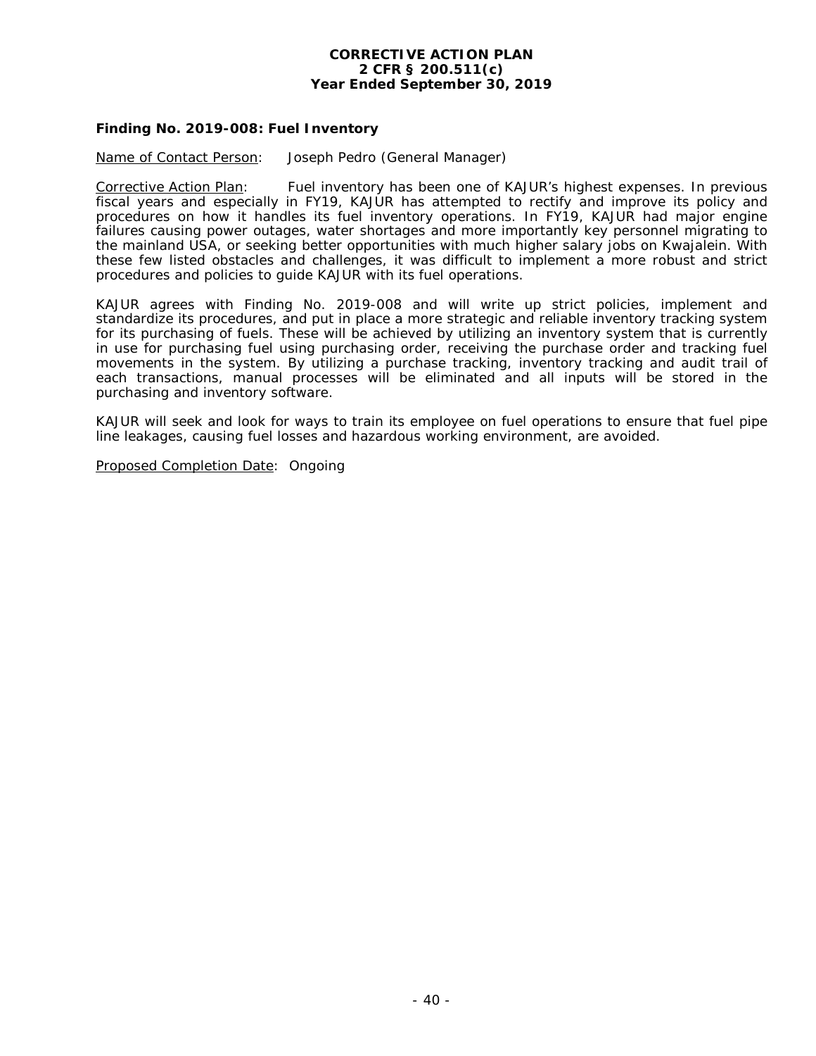**CORRECTIVE ACTION PLAN**
**2 CFR § 200.511(c)**
**Year Ended September 30, 2019**

### Finding No. 2019-008: Fuel Inventory

Name of Contact Person: Joseph Pedro (General Manager)

Corrective Action Plan: Fuel inventory has been one of KAJUR's highest expenses. In previous fiscal years and especially in FY19, KAJUR has attempted to rectify and improve its policy and procedures on how it handles its fuel inventory operations. In FY19, KAJUR had major engine failures causing power outages, water shortages and more importantly key personnel migrating to the mainland USA, or seeking better opportunities with much higher salary jobs on Kwajalein. With these few listed obstacles and challenges, it was difficult to implement a more robust and strict procedures and policies to guide KAJUR with its fuel operations.

KAJUR agrees with Finding No. 2019-008 and will write up strict policies, implement and standardize its procedures, and put in place a more strategic and reliable inventory tracking system for its purchasing of fuels. These will be achieved by utilizing an inventory system that is currently in use for purchasing fuel using purchasing order, receiving the purchase order and tracking fuel movements in the system. By utilizing a purchase tracking, inventory tracking and audit trail of each transactions, manual processes will be eliminated and all inputs will be stored in the purchasing and inventory software.

KAJUR will seek and look for ways to train its employee on fuel operations to ensure that fuel pipe line leakages, causing fuel losses and hazardous working environment, are avoided.

Proposed Completion Date: Ongoing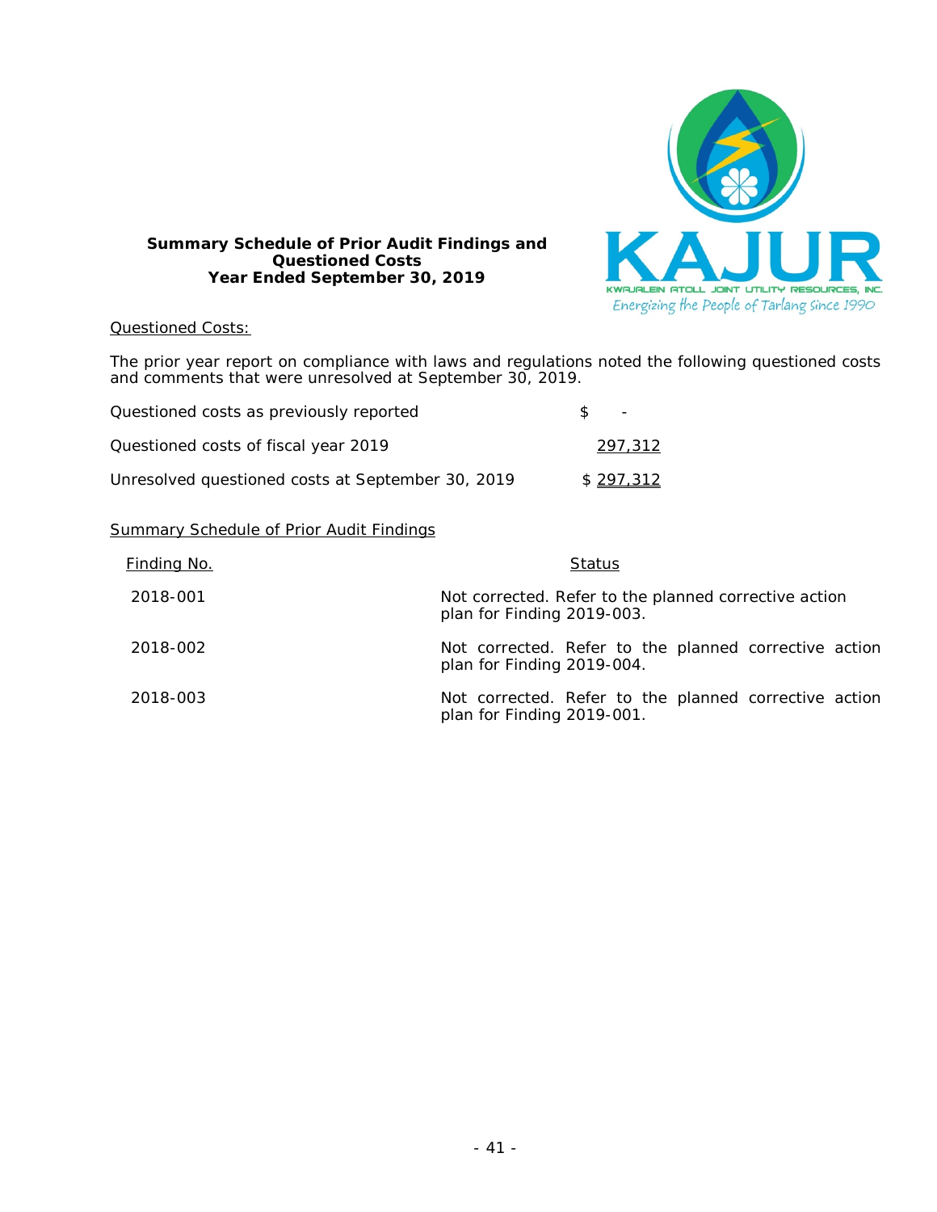**Summary Schedule of Prior Audit Findings and Questioned Costs**
**Year Ended September 30, 2019**

KAJUR
KWAJALEIN ATOLL JOINT UTILITY RESOURCES, INC.
*Energizing the People of Tarlang Since 1990*

Questioned Costs:

The prior year report on compliance with laws and regulations noted the following questioned costs and comments that were unresolved at September 30, 2019.

| | |
|---|---|
| Questioned costs as previously reported | $ - |
| Questioned costs of fiscal year 2019 | 297,312 |
| Unresolved questioned costs at September 30, 2019 | $ 297,312 |

Summary Schedule of Prior Audit Findings

| Finding No. | Status |
|---|---|
| 2018-001 | Not corrected. Refer to the planned corrective action plan for Finding 2019-003. |
| 2018-002 | Not corrected. Refer to the planned corrective action plan for Finding 2019-004. |
| 2018-003 | Not corrected. Refer to the planned corrective action plan for Finding 2019-001. |